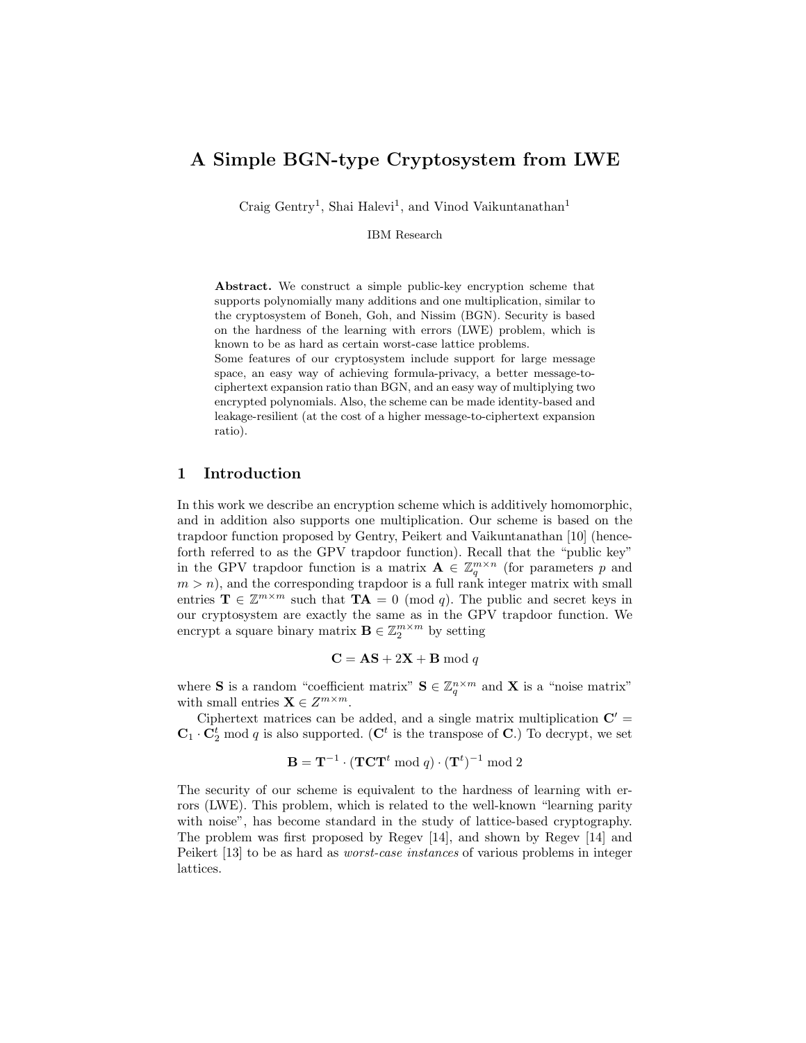# A Simple BGN-type Cryptosystem from LWE

Craig Gentry[1], Shai Halevi[1], and Vinod Vaikuntanathan[1]

IBM Research

**Abstract.** We construct a simple public-key encryption scheme that supports polynomially many additions and one multiplication, similar to the cryptosystem of Boneh, Goh, and Nissim (BGN). Security is based on the hardness of the learning with errors (LWE) problem, which is known to be as hard as certain worst-case lattice problems.
Some features of our cryptosystem include support for large message space, an easy way of achieving formula-privacy, a better message-to-ciphertext expansion ratio than BGN, and an easy way of multiplying two encrypted polynomials. Also, the scheme can be made identity-based and leakage-resilient (at the cost of a higher message-to-ciphertext expansion ratio).

## 1 Introduction

In this work we describe an encryption scheme which is additively homomorphic, and in addition also supports one multiplication. Our scheme is based on the trapdoor function proposed by Gentry, Peikert and Vaikuntanathan [10] (henceforth referred to as the GPV trapdoor function). Recall that the "public key" in the GPV trapdoor function is a matrix $\mathbf{A} \in \mathbb{Z}_q^{m \times n}$ (for parameters $p$ and $m > n$), and the corresponding trapdoor is a full rank integer matrix with small entries $\mathbf{T} \in \mathbb{Z}^{m \times m}$ such that $\mathbf{TA} = 0 \pmod q$. The public and secret keys in our cryptosystem are exactly the same as in the GPV trapdoor function. We encrypt a square binary matrix $\mathbf{B} \in \mathbb{Z}_2^{m \times m}$ by setting

$$\mathbf{C} = \mathbf{AS} + 2\mathbf{X} + \mathbf{B} \bmod q$$

where $\mathbf{S}$ is a random "coefficient matrix" $\mathbf{S} \in \mathbb{Z}_q^{n \times m}$ and $\mathbf{X}$ is a "noise matrix" with small entries $\mathbf{X} \in Z^{m \times m}$.

Ciphertext matrices can be added, and a single matrix multiplication $\mathbf{C}' = \mathbf{C}_1 \cdot \mathbf{C}_2^t \bmod q$ is also supported. ($\mathbf{C}^t$ is the transpose of $\mathbf{C}$.) To decrypt, we set

$$\mathbf{B} = \mathbf{T}^{-1} \cdot (\mathbf{TCT}^t \bmod q) \cdot (\mathbf{T}^t)^{-1} \bmod 2$$

The security of our scheme is equivalent to the hardness of learning with errors (LWE). This problem, which is related to the well-known "learning parity with noise", has become standard in the study of lattice-based cryptography. The problem was first proposed by Regev [14], and shown by Regev [14] and Peikert [13] to be as hard as *worst-case instances* of various problems in integer lattices.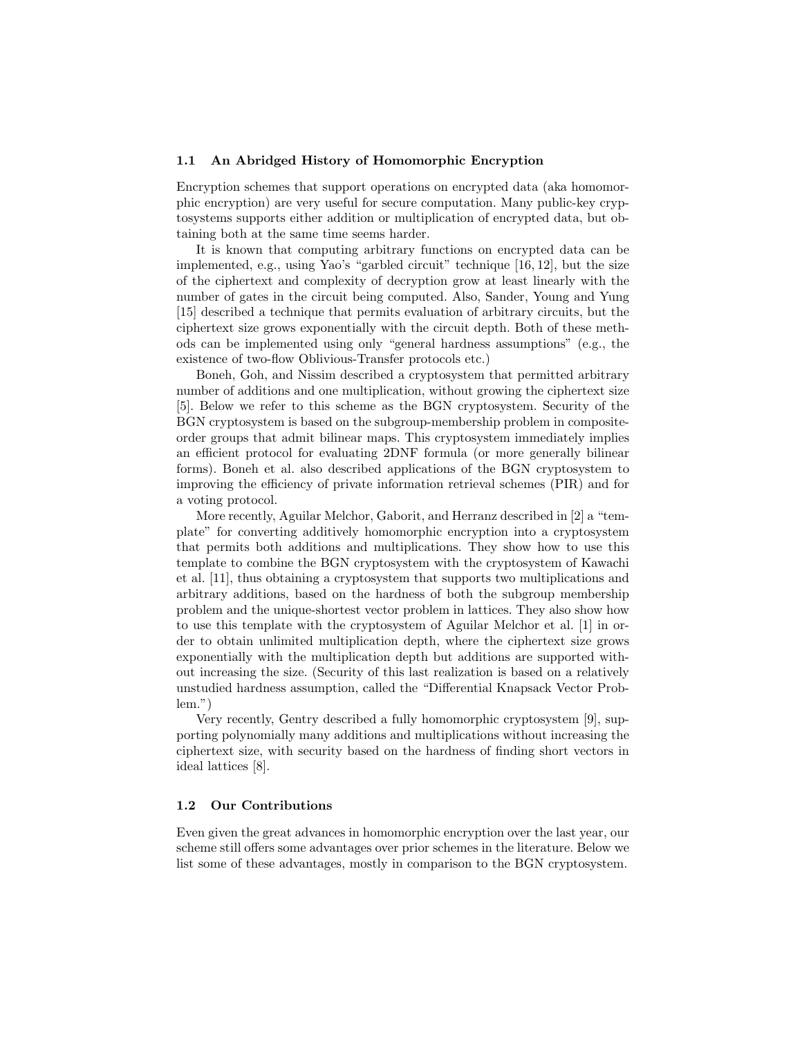### 1.1 An Abridged History of Homomorphic Encryption

Encryption schemes that support operations on encrypted data (aka homomorphic encryption) are very useful for secure computation. Many public-key cryptosystems supports either addition or multiplication of encrypted data, but obtaining both at the same time seems harder.

It is known that computing arbitrary functions on encrypted data can be implemented, e.g., using Yao's "garbled circuit" technique [16, 12], but the size of the ciphertext and complexity of decryption grow at least linearly with the number of gates in the circuit being computed. Also, Sander, Young and Yung [15] described a technique that permits evaluation of arbitrary circuits, but the ciphertext size grows exponentially with the circuit depth. Both of these methods can be implemented using only "general hardness assumptions" (e.g., the existence of two-flow Oblivious-Transfer protocols etc.)

Boneh, Goh, and Nissim described a cryptosystem that permitted arbitrary number of additions and one multiplication, without growing the ciphertext size [5]. Below we refer to this scheme as the BGN cryptosystem. Security of the BGN cryptosystem is based on the subgroup-membership problem in composite-order groups that admit bilinear maps. This cryptosystem immediately implies an efficient protocol for evaluating 2DNF formula (or more generally bilinear forms). Boneh et al. also described applications of the BGN cryptosystem to improving the efficiency of private information retrieval schemes (PIR) and for a voting protocol.

More recently, Aguilar Melchor, Gaborit, and Herranz described in [2] a "template" for converting additively homomorphic encryption into a cryptosystem that permits both additions and multiplications. They show how to use this template to combine the BGN cryptosystem with the cryptosystem of Kawachi et al. [11], thus obtaining a cryptosystem that supports two multiplications and arbitrary additions, based on the hardness of both the subgroup membership problem and the unique-shortest vector problem in lattices. They also show how to use this template with the cryptosystem of Aguilar Melchor et al. [1] in order to obtain unlimited multiplication depth, where the ciphertext size grows exponentially with the multiplication depth but additions are supported without increasing the size. (Security of this last realization is based on a relatively unstudied hardness assumption, called the "Differential Knapsack Vector Problem.")

Very recently, Gentry described a fully homomorphic cryptosystem [9], supporting polynomially many additions and multiplications without increasing the ciphertext size, with security based on the hardness of finding short vectors in ideal lattices [8].

### 1.2 Our Contributions

Even given the great advances in homomorphic encryption over the last year, our scheme still offers some advantages over prior schemes in the literature. Below we list some of these advantages, mostly in comparison to the BGN cryptosystem.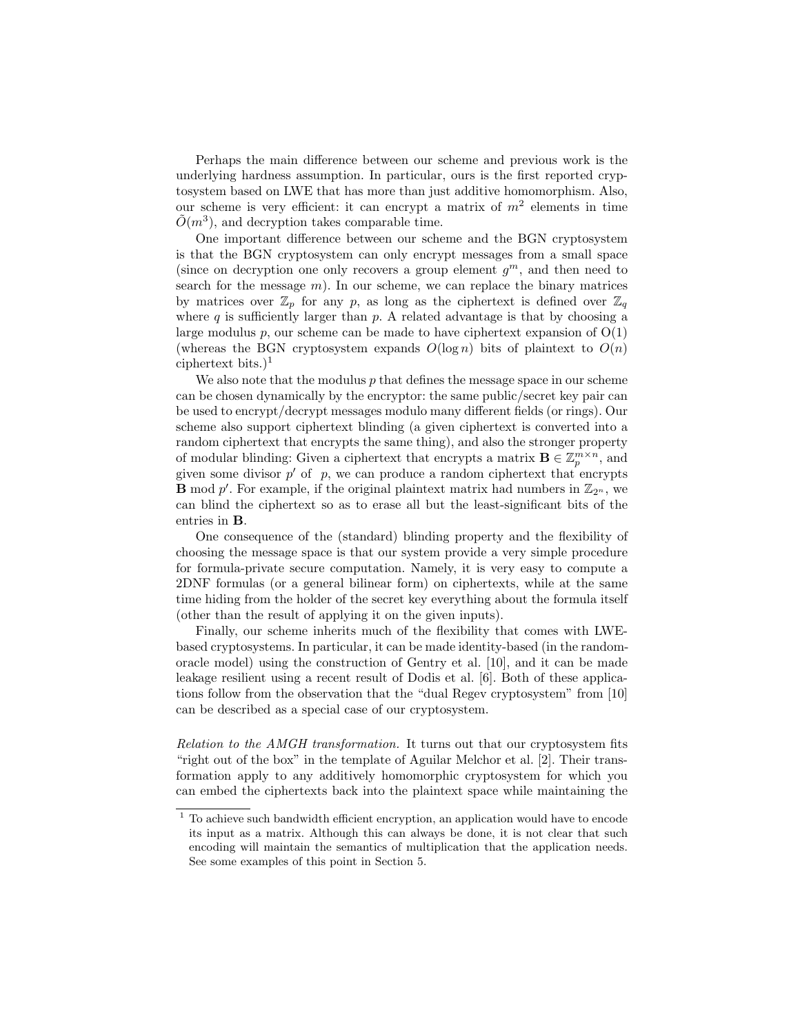Perhaps the main difference between our scheme and previous work is the underlying hardness assumption. In particular, ours is the first reported cryptosystem based on LWE that has more than just additive homomorphism. Also, our scheme is very efficient: it can encrypt a matrix of $m^2$ elements in time $\tilde{O}(m^3)$, and decryption takes comparable time.

One important difference between our scheme and the BGN cryptosystem is that the BGN cryptosystem can only encrypt messages from a small space (since on decryption one only recovers a group element $g^m$, and then need to search for the message $m$). In our scheme, we can replace the binary matrices by matrices over $\mathbb{Z}_p$ for any $p$, as long as the ciphertext is defined over $\mathbb{Z}_q$ where $q$ is sufficiently larger than $p$. A related advantage is that by choosing a large modulus $p$, our scheme can be made to have ciphertext expansion of O(1) (whereas the BGN cryptosystem expands $O(\log n)$ bits of plaintext to $O(n)$ ciphertext bits.)[1]

We also note that the modulus $p$ that defines the message space in our scheme can be chosen dynamically by the encryptor: the same public/secret key pair can be used to encrypt/decrypt messages modulo many different fields (or rings). Our scheme also support ciphertext blinding (a given ciphertext is converted into a random ciphertext that encrypts the same thing), and also the stronger property of modular blinding: Given a ciphertext that encrypts a matrix $\mathbf{B} \in \mathbb{Z}_p^{m \times n}$, and given some divisor $p'$ of $p$, we can produce a random ciphertext that encrypts $\mathbf{B} \bmod p'$. For example, if the original plaintext matrix had numbers in $\mathbb{Z}_{2^n}$, we can blind the ciphertext so as to erase all but the least-significant bits of the entries in $\mathbf{B}$.

One consequence of the (standard) blinding property and the flexibility of choosing the message space is that our system provide a very simple procedure for formula-private secure computation. Namely, it is very easy to compute a 2DNF formulas (or a general bilinear form) on ciphertexts, while at the same time hiding from the holder of the secret key everything about the formula itself (other than the result of applying it on the given inputs).

Finally, our scheme inherits much of the flexibility that comes with LWE-based cryptosystems. In particular, it can be made identity-based (in the random-oracle model) using the construction of Gentry et al. [10], and it can be made leakage resilient using a recent result of Dodis et al. [6]. Both of these applications follow from the observation that the "dual Regev cryptosystem" from [10] can be described as a special case of our cryptosystem.

*Relation to the AMGH transformation.* It turns out that our cryptosystem fits "right out of the box" in the template of Aguilar Melchor et al. [2]. Their transformation apply to any additively homomorphic cryptosystem for which you can embed the ciphertexts back into the plaintext space while maintaining the

[1] To achieve such bandwidth efficient encryption, an application would have to encode its input as a matrix. Although this can always be done, it is not clear that such encoding will maintain the semantics of multiplication that the application needs. See some examples of this point in Section 5.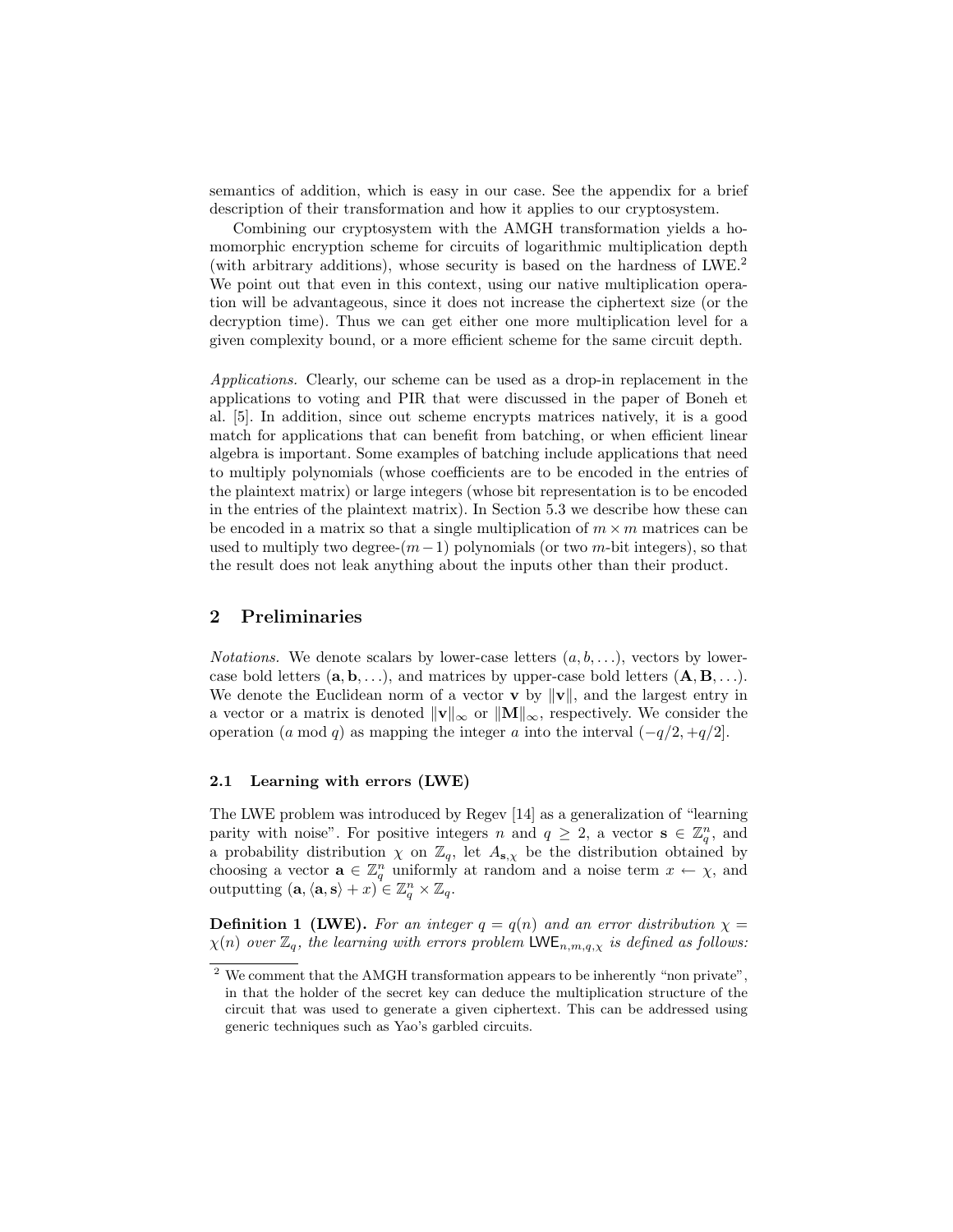semantics of addition, which is easy in our case. See the appendix for a brief description of their transformation and how it applies to our cryptosystem.

Combining our cryptosystem with the AMGH transformation yields a homomorphic encryption scheme for circuits of logarithmic multiplication depth (with arbitrary additions), whose security is based on the hardness of LWE.[2] We point out that even in this context, using our native multiplication operation will be advantageous, since it does not increase the ciphertext size (or the decryption time). Thus we can get either one more multiplication level for a given complexity bound, or a more efficient scheme for the same circuit depth.

*Applications.* Clearly, our scheme can be used as a drop-in replacement in the applications to voting and PIR that were discussed in the paper of Boneh et al. [5]. In addition, since out scheme encrypts matrices natively, it is a good match for applications that can benefit from batching, or when efficient linear algebra is important. Some examples of batching include applications that need to multiply polynomials (whose coefficients are to be encoded in the entries of the plaintext matrix) or large integers (whose bit representation is to be encoded in the entries of the plaintext matrix). In Section 5.3 we describe how these can be encoded in a matrix so that a single multiplication of $m \times m$ matrices can be used to multiply two degree-$(m-1)$ polynomials (or two $m$-bit integers), so that the result does not leak anything about the inputs other than their product.

## 2 Preliminaries

*Notations.* We denote scalars by lower-case letters $(a, b, \ldots)$, vectors by lower-case bold letters $(\mathbf{a}, \mathbf{b}, \ldots)$, and matrices by upper-case bold letters $(\mathbf{A}, \mathbf{B}, \ldots)$. We denote the Euclidean norm of a vector $\mathbf{v}$ by $\|\mathbf{v}\|$, and the largest entry in a vector or a matrix is denoted $\|\mathbf{v}\|_\infty$ or $\|\mathbf{M}\|_\infty$, respectively. We consider the operation ($a$ mod $q$) as mapping the integer $a$ into the interval $(-q/2, +q/2]$.

### 2.1 Learning with errors (LWE)

The LWE problem was introduced by Regev [14] as a generalization of "learning parity with noise". For positive integers $n$ and $q \geq 2$, a vector $\mathbf{s} \in \mathbb{Z}_q^n$, and a probability distribution $\chi$ on $\mathbb{Z}_q$, let $A_{\mathbf{s},\chi}$ be the distribution obtained by choosing a vector $\mathbf{a} \in \mathbb{Z}_q^n$ uniformly at random and a noise term $x \leftarrow \chi$, and outputting $(\mathbf{a}, \langle \mathbf{a}, \mathbf{s} \rangle + x) \in \mathbb{Z}_q^n \times \mathbb{Z}_q$.

**Definition 1 (LWE).** *For an integer $q = q(n)$ and an error distribution $\chi = \chi(n)$ over $\mathbb{Z}_q$, the learning with errors problem $\mathsf{LWE}_{n,m,q,\chi}$ is defined as follows:*

[2] We comment that the AMGH transformation appears to be inherently "non private", in that the holder of the secret key can deduce the multiplication structure of the circuit that was used to generate a given ciphertext. This can be addressed using generic techniques such as Yao's garbled circuits.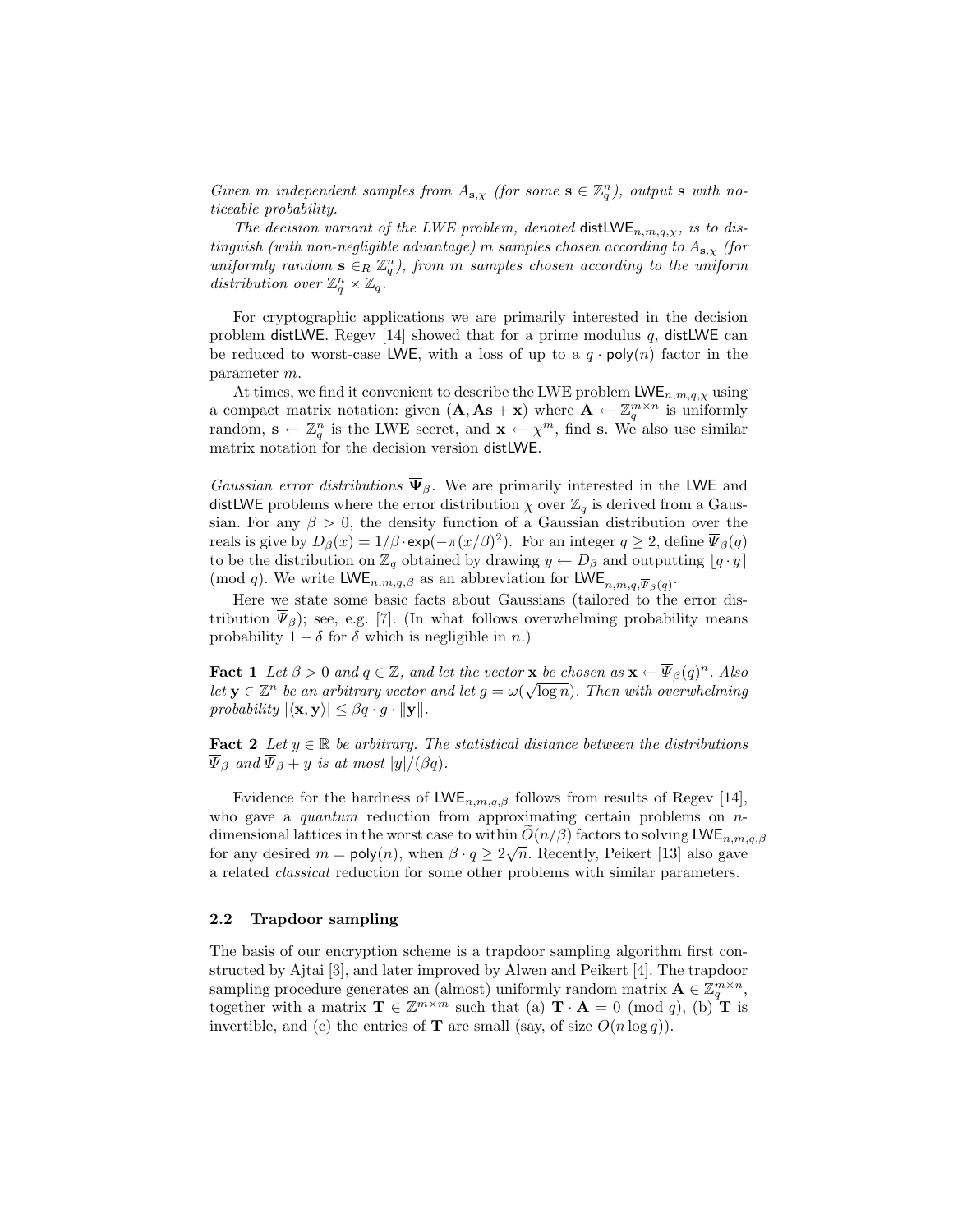*Given $m$ independent samples from $A_{\mathbf{s},\chi}$ (for some $\mathbf{s} \in \mathbb{Z}_q^n$), output $\mathbf{s}$ with noticeable probability.*

*The decision variant of the LWE problem, denoted $\mathsf{distLWE}_{n,m,q,\chi}$, is to distinguish (with non-negligible advantage) $m$ samples chosen according to $A_{\mathbf{s},\chi}$ (for uniformly random $\mathbf{s} \in_R \mathbb{Z}_q^n$), from $m$ samples chosen according to the uniform distribution over $\mathbb{Z}_q^n \times \mathbb{Z}_q$.*

For cryptographic applications we are primarily interested in the decision problem $\mathsf{distLWE}$. Regev [14] showed that for a prime modulus $q$, $\mathsf{distLWE}$ can be reduced to worst-case $\mathsf{LWE}$, with a loss of up to a $q \cdot \mathsf{poly}(n)$ factor in the parameter $m$.

At times, we find it convenient to describe the LWE problem $\mathsf{LWE}_{n,m,q,\chi}$ using a compact matrix notation: given $(\mathbf{A}, \mathbf{A}\mathbf{s} + \mathbf{x})$ where $\mathbf{A} \leftarrow \mathbb{Z}_q^{m \times n}$ is uniformly random, $\mathbf{s} \leftarrow \mathbb{Z}_q^n$ is the LWE secret, and $\mathbf{x} \leftarrow \chi^m$, find $\mathbf{s}$. We also use similar matrix notation for the decision version $\mathsf{distLWE}$.

*Gaussian error distributions* $\overline{\mathbf{\Psi}}_\beta$. We are primarily interested in the $\mathsf{LWE}$ and $\mathsf{distLWE}$ problems where the error distribution $\chi$ over $\mathbb{Z}_q$ is derived from a Gaussian. For any $\beta > 0$, the density function of a Gaussian distribution over the reals is give by $D_\beta(x) = 1/\beta \cdot \exp(-\pi(x/\beta)^2)$. For an integer $q \geq 2$, define $\overline{\Psi}_\beta(q)$ to be the distribution on $\mathbb{Z}_q$ obtained by drawing $y \leftarrow D_\beta$ and outputting $\lfloor q \cdot y \rceil \pmod q$. We write $\mathsf{LWE}_{n,m,q,\beta}$ as an abbreviation for $\mathsf{LWE}_{n,m,q,\overline{\Psi}_\beta(q)}$.

Here we state some basic facts about Gaussians (tailored to the error distribution $\overline{\Psi}_\beta$); see, e.g. [7]. (In what follows overwhelming probability means probability $1 - \delta$ for $\delta$ which is negligible in $n$.)

**Fact 1** *Let $\beta > 0$ and $q \in \mathbb{Z}$, and let the vector $\mathbf{x}$ be chosen as $\mathbf{x} \leftarrow \overline{\Psi}_\beta(q)^n$. Also let $\mathbf{y} \in \mathbb{Z}^n$ be an arbitrary vector and let $g = \omega(\sqrt{\log n})$. Then with overwhelming probability $|\langle \mathbf{x}, \mathbf{y} \rangle| \leq \beta q \cdot g \cdot \|\mathbf{y}\|$.*

**Fact 2** *Let $y \in \mathbb{R}$ be arbitrary. The statistical distance between the distributions $\overline{\Psi}_\beta$ and $\overline{\Psi}_\beta + y$ is at most $|y|/(\beta q)$.*

Evidence for the hardness of $\mathsf{LWE}_{n,m,q,\beta}$ follows from results of Regev [14], who gave a *quantum* reduction from approximating certain problems on $n$-dimensional lattices in the worst case to within $\widetilde{O}(n/\beta)$ factors to solving $\mathsf{LWE}_{n,m,q,\beta}$ for any desired $m = \mathsf{poly}(n)$, when $\beta \cdot q \geq 2\sqrt{n}$. Recently, Peikert [13] also gave a related *classical* reduction for some other problems with similar parameters.

### 2.2 Trapdoor sampling

The basis of our encryption scheme is a trapdoor sampling algorithm first constructed by Ajtai [3], and later improved by Alwen and Peikert [4]. The trapdoor sampling procedure generates an (almost) uniformly random matrix $\mathbf{A} \in \mathbb{Z}_q^{m \times n}$, together with a matrix $\mathbf{T} \in \mathbb{Z}^{m \times m}$ such that (a) $\mathbf{T} \cdot \mathbf{A} = 0 \pmod q$, (b) $\mathbf{T}$ is invertible, and (c) the entries of $\mathbf{T}$ are small (say, of size $O(n \log q)$).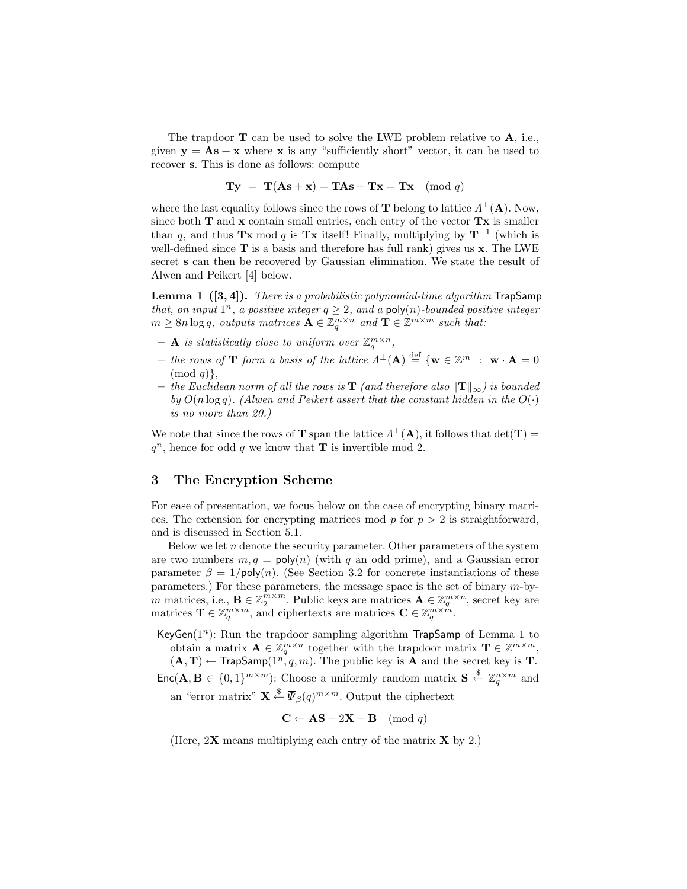The trapdoor $\mathbf{T}$ can be used to solve the LWE problem relative to $\mathbf{A}$, i.e., given $\mathbf{y} = \mathbf{A}\mathbf{s} + \mathbf{x}$ where $\mathbf{x}$ is any "sufficiently short" vector, it can be used to recover $\mathbf{s}$. This is done as follows: compute

$$\mathbf{T}\mathbf{y} \;=\; \mathbf{T}(\mathbf{A}\mathbf{s} + \mathbf{x}) = \mathbf{T}\mathbf{A}\mathbf{s} + \mathbf{T}\mathbf{x} = \mathbf{T}\mathbf{x} \pmod{q}$$

where the last equality follows since the rows of $\mathbf{T}$ belong to lattice $\Lambda^{\perp}(\mathbf{A})$. Now, since both $\mathbf{T}$ and $\mathbf{x}$ contain small entries, each entry of the vector $\mathbf{T}\mathbf{x}$ is smaller than $q$, and thus $\mathbf{T}\mathbf{x} \bmod q$ is $\mathbf{T}\mathbf{x}$ itself! Finally, multiplying by $\mathbf{T}^{-1}$ (which is well-defined since $\mathbf{T}$ is a basis and therefore has full rank) gives us $\mathbf{x}$. The LWE secret $\mathbf{s}$ can then be recovered by Gaussian elimination. We state the result of Alwen and Peikert [4] below.

**Lemma 1 ([3, 4]).** *There is a probabilistic polynomial-time algorithm* TrapSamp *that, on input $1^n$, a positive integer $q \geq 2$, and a* $\mathsf{poly}(n)$*-bounded positive integer $m \geq 8n \log q$, outputs matrices $\mathbf{A} \in \mathbb{Z}_q^{m \times n}$ and $\mathbf{T} \in \mathbb{Z}^{m \times m}$ such that:*

- *$\mathbf{A}$ is statistically close to uniform over $\mathbb{Z}_q^{m \times n}$,*
- *the rows of $\mathbf{T}$ form a basis of the lattice $\Lambda^{\perp}(\mathbf{A}) \stackrel{\text{def}}{=} \{\mathbf{w} \in \mathbb{Z}^m \;:\; \mathbf{w} \cdot \mathbf{A} = 0 \pmod{q}\}$,*
- *the Euclidean norm of all the rows is $\mathbf{T}$ (and therefore also $\|\mathbf{T}\|_\infty$) is bounded by $O(n \log q)$. (Alwen and Peikert assert that the constant hidden in the $O(\cdot)$ is no more than 20.)*

We note that since the rows of $\mathbf{T}$ span the lattice $\Lambda^{\perp}(\mathbf{A})$, it follows that $\det(\mathbf{T}) = q^n$, hence for odd $q$ we know that $\mathbf{T}$ is invertible mod 2.

## 3 The Encryption Scheme

For ease of presentation, we focus below on the case of encrypting binary matrices. The extension for encrypting matrices mod $p$ for $p > 2$ is straightforward, and is discussed in Section 5.1.

Below we let $n$ denote the security parameter. Other parameters of the system are two numbers $m, q = \mathsf{poly}(n)$ (with $q$ an odd prime), and a Gaussian error parameter $\beta = 1/\mathsf{poly}(n)$. (See Section 3.2 for concrete instantiations of these parameters.) For these parameters, the message space is the set of binary $m$-by-$m$ matrices, i.e., $\mathbf{B} \in \mathbb{Z}_2^{m \times m}$. Public keys are matrices $\mathbf{A} \in \mathbb{Z}_q^{m \times n}$, secret key are matrices $\mathbf{T} \in \mathbb{Z}_q^{m \times m}$, and ciphertexts are matrices $\mathbf{C} \in \mathbb{Z}_q^{m \times m}$.

KeyGen$(1^n)$: Run the trapdoor sampling algorithm TrapSamp of Lemma 1 to obtain a matrix $\mathbf{A} \in \mathbb{Z}_q^{m \times n}$ together with the trapdoor matrix $\mathbf{T} \in \mathbb{Z}^{m \times m}$, $(\mathbf{A}, \mathbf{T}) \leftarrow \mathsf{TrapSamp}(1^n, q, m)$. The public key is $\mathbf{A}$ and the secret key is $\mathbf{T}$.

Enc$(\mathbf{A}, \mathbf{B} \in \{0,1\}^{m \times m})$: Choose a uniformly random matrix $\mathbf{S} \stackrel{\$}{\leftarrow} \mathbb{Z}_q^{n \times m}$ and an "error matrix" $\mathbf{X} \stackrel{\$}{\leftarrow} \overline{\Psi}_\beta(q)^{m \times m}$. Output the ciphertext

$$\mathbf{C} \leftarrow \mathbf{A}\mathbf{S} + 2\mathbf{X} + \mathbf{B} \pmod{q}$$

(Here, $2\mathbf{X}$ means multiplying each entry of the matrix $\mathbf{X}$ by 2.)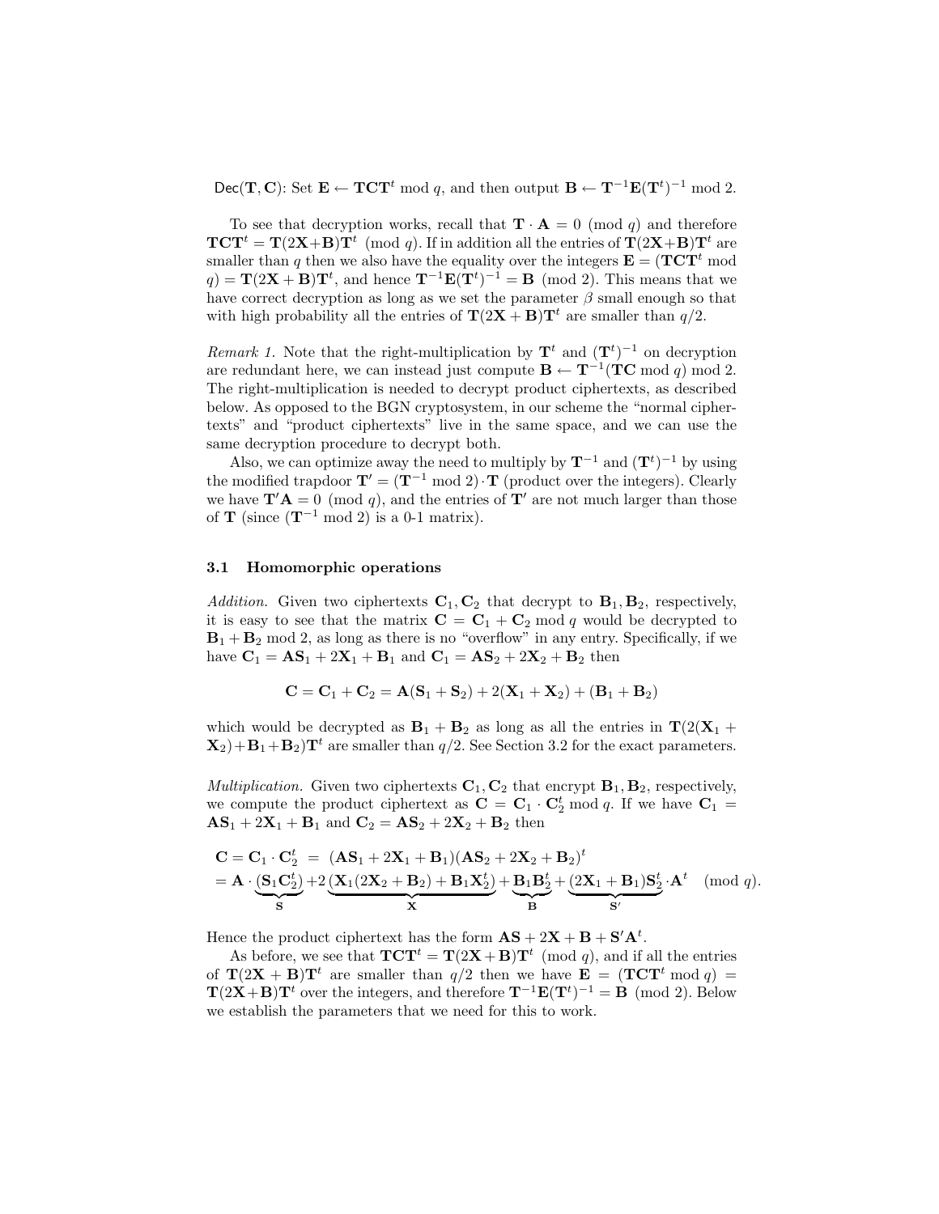$\mathsf{Dec}(\mathbf{T}, \mathbf{C})$: Set $\mathbf{E} \leftarrow \mathbf{T}\mathbf{C}\mathbf{T}^t \bmod q$, and then output $\mathbf{B} \leftarrow \mathbf{T}^{-1}\mathbf{E}(\mathbf{T}^t)^{-1} \bmod 2$.

To see that decryption works, recall that $\mathbf{T} \cdot \mathbf{A} = 0 \pmod q$ and therefore $\mathbf{T}\mathbf{C}\mathbf{T}^t = \mathbf{T}(2\mathbf{X}+\mathbf{B})\mathbf{T}^t \pmod q$. If in addition all the entries of $\mathbf{T}(2\mathbf{X}+\mathbf{B})\mathbf{T}^t$ are smaller than $q$ then we also have the equality over the integers $\mathbf{E} = (\mathbf{T}\mathbf{C}\mathbf{T}^t \bmod q) = \mathbf{T}(2\mathbf{X}+\mathbf{B})\mathbf{T}^t$, and hence $\mathbf{T}^{-1}\mathbf{E}(\mathbf{T}^t)^{-1} = \mathbf{B} \pmod 2$. This means that we have correct decryption as long as we set the parameter $\beta$ small enough so that with high probability all the entries of $\mathbf{T}(2\mathbf{X}+\mathbf{B})\mathbf{T}^t$ are smaller than $q/2$.

*Remark 1.* Note that the right-multiplication by $\mathbf{T}^t$ and $(\mathbf{T}^t)^{-1}$ on decryption are redundant here, we can instead just compute $\mathbf{B} \leftarrow \mathbf{T}^{-1}(\mathbf{T}\mathbf{C} \bmod q) \bmod 2$. The right-multiplication is needed to decrypt product ciphertexts, as described below. As opposed to the BGN cryptosystem, in our scheme the "normal ciphertexts" and "product ciphertexts" live in the same space, and we can use the same decryption procedure to decrypt both.

Also, we can optimize away the need to multiply by $\mathbf{T}^{-1}$ and $(\mathbf{T}^t)^{-1}$ by using the modified trapdoor $\mathbf{T}' = (\mathbf{T}^{-1} \bmod 2) \cdot \mathbf{T}$ (product over the integers). Clearly we have $\mathbf{T}'\mathbf{A} = 0 \pmod q$, and the entries of $\mathbf{T}'$ are not much larger than those of $\mathbf{T}$ (since $(\mathbf{T}^{-1} \bmod 2)$ is a 0-1 matrix).

### 3.1 Homomorphic operations

*Addition.* Given two ciphertexts $\mathbf{C}_1, \mathbf{C}_2$ that decrypt to $\mathbf{B}_1, \mathbf{B}_2$, respectively, it is easy to see that the matrix $\mathbf{C} = \mathbf{C}_1 + \mathbf{C}_2 \bmod q$ would be decrypted to $\mathbf{B}_1 + \mathbf{B}_2 \bmod 2$, as long as there is no "overflow" in any entry. Specifically, if we have $\mathbf{C}_1 = \mathbf{A}\mathbf{S}_1 + 2\mathbf{X}_1 + \mathbf{B}_1$ and $\mathbf{C}_1 = \mathbf{A}\mathbf{S}_2 + 2\mathbf{X}_2 + \mathbf{B}_2$ then

$$\mathbf{C} = \mathbf{C}_1 + \mathbf{C}_2 = \mathbf{A}(\mathbf{S}_1 + \mathbf{S}_2) + 2(\mathbf{X}_1 + \mathbf{X}_2) + (\mathbf{B}_1 + \mathbf{B}_2)$$

which would be decrypted as $\mathbf{B}_1 + \mathbf{B}_2$ as long as all the entries in $\mathbf{T}(2(\mathbf{X}_1 + \mathbf{X}_2)+\mathbf{B}_1+\mathbf{B}_2)\mathbf{T}^t$ are smaller than $q/2$. See Section 3.2 for the exact parameters.

*Multiplication.* Given two ciphertexts $\mathbf{C}_1, \mathbf{C}_2$ that encrypt $\mathbf{B}_1, \mathbf{B}_2$, respectively, we compute the product ciphertext as $\mathbf{C} = \mathbf{C}_1 \cdot \mathbf{C}_2^t \bmod q$. If we have $\mathbf{C}_1 = \mathbf{A}\mathbf{S}_1 + 2\mathbf{X}_1 + \mathbf{B}_1$ and $\mathbf{C}_2 = \mathbf{A}\mathbf{S}_2 + 2\mathbf{X}_2 + \mathbf{B}_2$ then

$$\begin{aligned}
\mathbf{C} = \mathbf{C}_1 \cdot \mathbf{C}_2^t \;&=\; (\mathbf{A}\mathbf{S}_1 + 2\mathbf{X}_1 + \mathbf{B}_1)(\mathbf{A}\mathbf{S}_2 + 2\mathbf{X}_2 + \mathbf{B}_2)^t \\
= \mathbf{A} \cdot \underbrace{(\mathbf{S}_1\mathbf{C}_2^t)}_{\mathbf{S}} &+ 2\underbrace{(\mathbf{X}_1(2\mathbf{X}_2 + \mathbf{B}_2) + \mathbf{B}_1\mathbf{X}_2^t)}_{\mathbf{X}} + \underbrace{\mathbf{B}_1\mathbf{B}_2^t}_{\mathbf{B}} + \underbrace{(2\mathbf{X}_1 + \mathbf{B}_1)\mathbf{S}_2^t}_{\mathbf{S}'} \cdot \mathbf{A}^t \pmod q.
\end{aligned}$$

Hence the product ciphertext has the form $\mathbf{A}\mathbf{S} + 2\mathbf{X} + \mathbf{B} + \mathbf{S}'\mathbf{A}^t$.

As before, we see that $\mathbf{T}\mathbf{C}\mathbf{T}^t = \mathbf{T}(2\mathbf{X}+\mathbf{B})\mathbf{T}^t \pmod q$, and if all the entries of $\mathbf{T}(2\mathbf{X}+\mathbf{B})\mathbf{T}^t$ are smaller than $q/2$ then we have $\mathbf{E} = (\mathbf{T}\mathbf{C}\mathbf{T}^t \bmod q) = \mathbf{T}(2\mathbf{X}+\mathbf{B})\mathbf{T}^t$ over the integers, and therefore $\mathbf{T}^{-1}\mathbf{E}(\mathbf{T}^t)^{-1} = \mathbf{B} \pmod 2$. Below we establish the parameters that we need for this to work.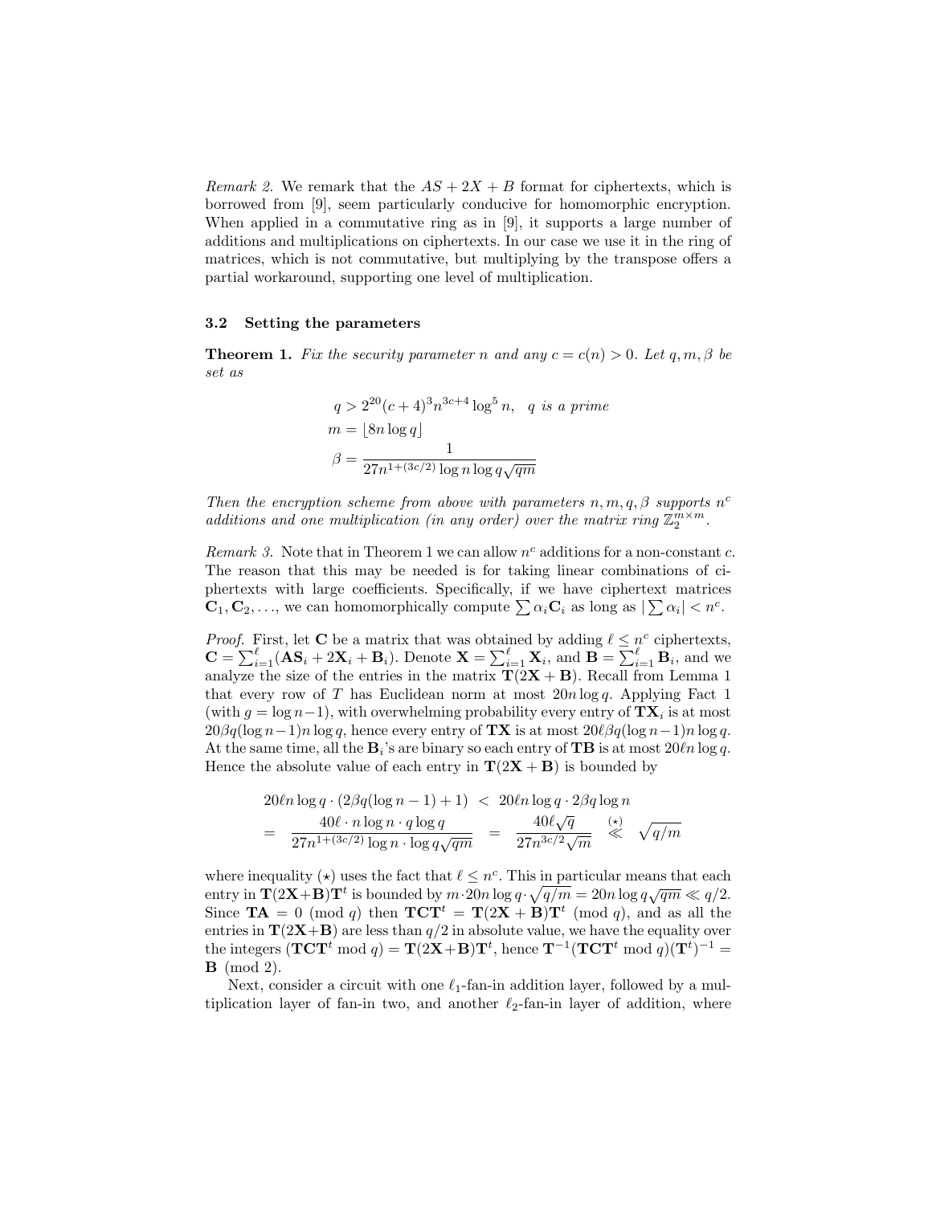*Remark 2.* We remark that the $AS + 2X + B$ format for ciphertexts, which is borrowed from [9], seem particularly conducive for homomorphic encryption. When applied in a commutative ring as in [9], it supports a large number of additions and multiplications on ciphertexts. In our case we use it in the ring of matrices, which is not commutative, but multiplying by the transpose offers a partial workaround, supporting one level of multiplication.

### 3.2 Setting the parameters

**Theorem 1.** *Fix the security parameter $n$ and any $c = c(n) > 0$. Let $q, m, \beta$ be set as*

$$q > 2^{20}(c+4)^3 n^{3c+4} \log^5 n, \quad q \text{ is a prime}$$
$$m = \lfloor 8n \log q \rfloor$$
$$\beta = \frac{1}{27n^{1+(3c/2)} \log n \log q \sqrt{qm}}$$

*Then the encryption scheme from above with parameters $n, m, q, \beta$ supports $n^c$ additions and one multiplication (in any order) over the matrix ring $\mathbb{Z}_2^{m\times m}$.*

*Remark 3.* Note that in Theorem 1 we can allow $n^c$ additions for a non-constant $c$. The reason that this may be needed is for taking linear combinations of ciphertexts with large coefficients. Specifically, if we have ciphertext matrices $\mathbf{C}_1, \mathbf{C}_2, \ldots$, we can homomorphically compute $\sum \alpha_i \mathbf{C}_i$ as long as $|\sum \alpha_i| < n^c$.

*Proof.* First, let $\mathbf{C}$ be a matrix that was obtained by adding $\ell \le n^c$ ciphertexts, $\mathbf{C} = \sum_{i=1}^{\ell} (\mathbf{A}\mathbf{S}_i + 2\mathbf{X}_i + \mathbf{B}_i)$. Denote $\mathbf{X} = \sum_{i=1}^{\ell} \mathbf{X}_i$, and $\mathbf{B} = \sum_{i=1}^{\ell} \mathbf{B}_i$, and we analyze the size of the entries in the matrix $\mathbf{T}(2\mathbf{X} + \mathbf{B})$. Recall from Lemma 1 that every row of $T$ has Euclidean norm at most $20n \log q$. Applying Fact 1 (with $g = \log n - 1$), with overwhelming probability every entry of $\mathbf{T}\mathbf{X}_i$ is at most $20\beta q(\log n - 1)n \log q$, hence every entry of $\mathbf{T}\mathbf{X}$ is at most $20\ell\beta q(\log n - 1)n \log q$. At the same time, all the $\mathbf{B}_i$'s are binary so each entry of $\mathbf{T}\mathbf{B}$ is at most $20\ell n \log q$. Hence the absolute value of each entry in $\mathbf{T}(2\mathbf{X} + \mathbf{B})$ is bounded by

$$\begin{aligned} & 20\ell n \log q \cdot (2\beta q(\log n - 1) + 1) \;<\; 20\ell n \log q \cdot 2\beta q \log n \\ =\; & \frac{40\ell \cdot n \log n \cdot q \log q}{27n^{1+(3c/2)} \log n \cdot \log q \sqrt{qm}} \;=\; \frac{40\ell\sqrt{q}}{27n^{3c/2}\sqrt{m}} \;\overset{(\star)}{\ll}\; \sqrt{q/m} \end{aligned}$$

where inequality $(\star)$ uses the fact that $\ell \le n^c$. This in particular means that each entry in $\mathbf{T}(2\mathbf{X}+\mathbf{B})\mathbf{T}^t$ is bounded by $m \cdot 20n \log q \cdot \sqrt{q/m} = 20n \log q \sqrt{qm} \ll q/2$. Since $\mathbf{T}\mathbf{A} = 0 \pmod q$ then $\mathbf{T}\mathbf{C}\mathbf{T}^t = \mathbf{T}(2\mathbf{X} + \mathbf{B})\mathbf{T}^t \pmod q$, and as all the entries in $\mathbf{T}(2\mathbf{X}+\mathbf{B})$ are less than $q/2$ in absolute value, we have the equality over the integers $(\mathbf{T}\mathbf{C}\mathbf{T}^t \bmod q) = \mathbf{T}(2\mathbf{X}+\mathbf{B})\mathbf{T}^t$, hence $\mathbf{T}^{-1}(\mathbf{T}\mathbf{C}\mathbf{T}^t \bmod q)(\mathbf{T}^t)^{-1} = \mathbf{B} \pmod 2$.

Next, consider a circuit with one $\ell_1$-fan-in addition layer, followed by a multiplication layer of fan-in two, and another $\ell_2$-fan-in layer of addition, where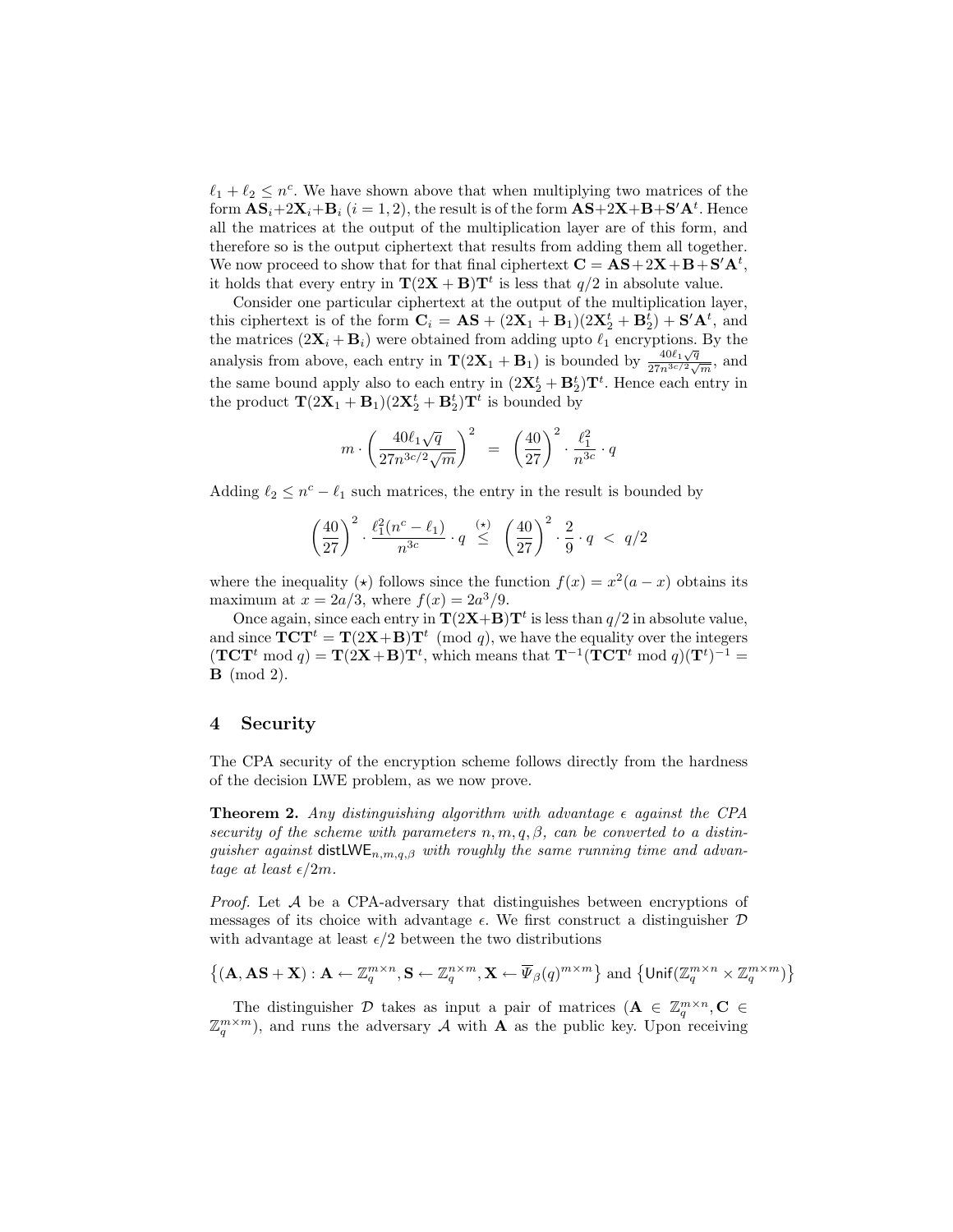$\ell_1 + \ell_2 \leq n^c$. We have shown above that when multiplying two matrices of the form $\mathbf{AS}_i + 2\mathbf{X}_i + \mathbf{B}_i$ ($i = 1, 2$), the result is of the form $\mathbf{AS} + 2\mathbf{X} + \mathbf{B} + \mathbf{S}'\mathbf{A}^t$. Hence all the matrices at the output of the multiplication layer are of this form, and therefore so is the output ciphertext that results from adding them all together. We now proceed to show that for that final ciphertext $\mathbf{C} = \mathbf{AS} + 2\mathbf{X} + \mathbf{B} + \mathbf{S}'\mathbf{A}^t$, it holds that every entry in $\mathbf{T}(2\mathbf{X} + \mathbf{B})\mathbf{T}^t$ is less that $q/2$ in absolute value.

Consider one particular ciphertext at the output of the multiplication layer, this ciphertext is of the form $\mathbf{C}_i = \mathbf{AS} + (2\mathbf{X}_1 + \mathbf{B}_1)(2\mathbf{X}_2^t + \mathbf{B}_2^t) + \mathbf{S}'\mathbf{A}^t$, and the matrices $(2\mathbf{X}_i + \mathbf{B}_i)$ were obtained from adding upto $\ell_1$ encryptions. By the analysis from above, each entry in $\mathbf{T}(2\mathbf{X}_1 + \mathbf{B}_1)$ is bounded by $\frac{40\ell_1\sqrt{q}}{27n^{3c/2}\sqrt{m}}$, and the same bound apply also to each entry in $(2\mathbf{X}_2^t + \mathbf{B}_2^t)\mathbf{T}^t$. Hence each entry in the product $\mathbf{T}(2\mathbf{X}_1 + \mathbf{B}_1)(2\mathbf{X}_2^t + \mathbf{B}_2^t)\mathbf{T}^t$ is bounded by

$$m \cdot \left(\frac{40\ell_1\sqrt{q}}{27n^{3c/2}\sqrt{m}}\right)^2 \;=\; \left(\frac{40}{27}\right)^2 \cdot \frac{\ell_1^2}{n^{3c}} \cdot q$$

Adding $\ell_2 \leq n^c - \ell_1$ such matrices, the entry in the result is bounded by

$$\left(\frac{40}{27}\right)^2 \cdot \frac{\ell_1^2(n^c - \ell_1)}{n^{3c}} \cdot q \;\overset{(\star)}{\leq}\; \left(\frac{40}{27}\right)^2 \cdot \frac{2}{9} \cdot q \;<\; q/2$$

where the inequality $(\star)$ follows since the function $f(x) = x^2(a - x)$ obtains its maximum at $x = 2a/3$, where $f(x) = 2a^3/9$.

Once again, since each entry in $\mathbf{T}(2\mathbf{X}+\mathbf{B})\mathbf{T}^t$ is less than $q/2$ in absolute value, and since $\mathbf{TCT}^t = \mathbf{T}(2\mathbf{X}+\mathbf{B})\mathbf{T}^t \pmod{q}$, we have the equality over the integers $(\mathbf{TCT}^t \bmod q) = \mathbf{T}(2\mathbf{X}+\mathbf{B})\mathbf{T}^t$, which means that $\mathbf{T}^{-1}(\mathbf{TCT}^t \bmod q)(\mathbf{T}^t)^{-1} = \mathbf{B} \pmod{2}$.

## 4 Security

The CPA security of the encryption scheme follows directly from the hardness of the decision LWE problem, as we now prove.

**Theorem 2.** *Any distinguishing algorithm with advantage $\epsilon$ against the CPA security of the scheme with parameters $n, m, q, \beta$, can be converted to a distinguisher against $\mathsf{distLWE}_{n,m,q,\beta}$ with roughly the same running time and advantage at least $\epsilon/2m$.*

*Proof.* Let $\mathcal{A}$ be a CPA-adversary that distinguishes between encryptions of messages of its choice with advantage $\epsilon$. We first construct a distinguisher $\mathcal{D}$ with advantage at least $\epsilon/2$ between the two distributions

$$\left\{(\mathbf{A}, \mathbf{AS} + \mathbf{X}) : \mathbf{A} \leftarrow \mathbb{Z}_q^{m\times n}, \mathbf{S} \leftarrow \mathbb{Z}_q^{n\times m}, \mathbf{X} \leftarrow \overline{\Psi}_\beta(q)^{m\times m}\right\} \text{ and } \left\{\mathsf{Unif}(\mathbb{Z}_q^{m\times n} \times \mathbb{Z}_q^{m\times m})\right\}$$

The distinguisher $\mathcal{D}$ takes as input a pair of matrices ($\mathbf{A} \in \mathbb{Z}_q^{m\times n}, \mathbf{C} \in \mathbb{Z}_q^{m\times m}$), and runs the adversary $\mathcal{A}$ with $\mathbf{A}$ as the public key. Upon receiving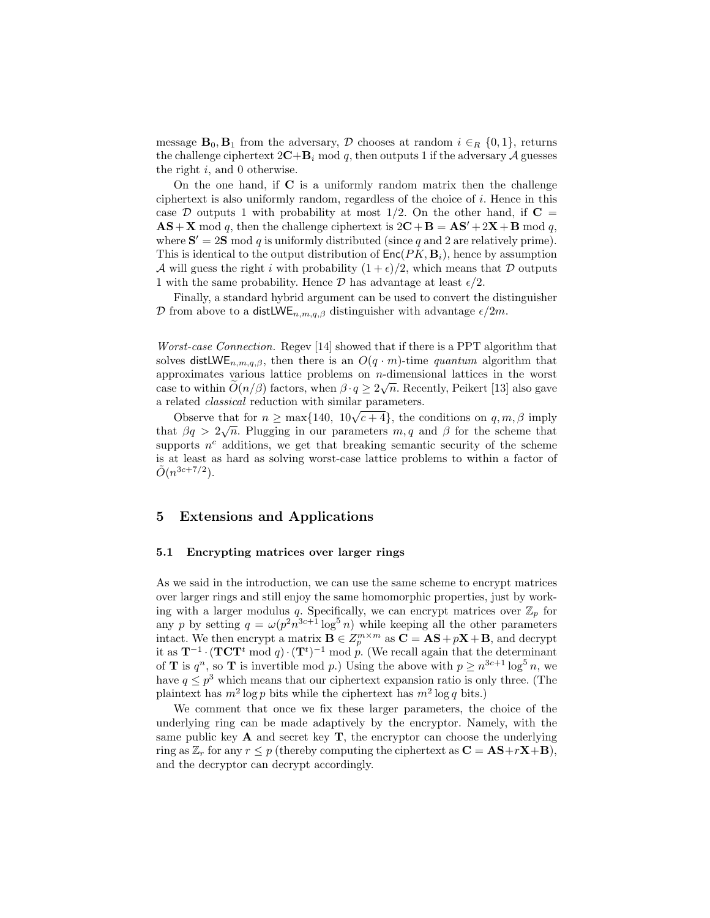message $\mathbf{B}_0, \mathbf{B}_1$ from the adversary, $\mathcal{D}$ chooses at random $i \in_R \{0,1\}$, returns the challenge ciphertext $2\mathbf{C}+\mathbf{B}_i \bmod q$, then outputs 1 if the adversary $\mathcal{A}$ guesses the right $i$, and 0 otherwise.

On the one hand, if $\mathbf{C}$ is a uniformly random matrix then the challenge ciphertext is also uniformly random, regardless of the choice of $i$. Hence in this case $\mathcal{D}$ outputs 1 with probability at most 1/2. On the other hand, if $\mathbf{C} = \mathbf{AS} + \mathbf{X} \bmod q$, then the challenge ciphertext is $2\mathbf{C}+\mathbf{B} = \mathbf{AS}' + 2\mathbf{X} + \mathbf{B} \bmod q$, where $\mathbf{S}' = 2\mathbf{S} \bmod q$ is uniformly distributed (since $q$ and 2 are relatively prime). This is identical to the output distribution of $\mathsf{Enc}(PK, \mathbf{B}_i)$, hence by assumption $\mathcal{A}$ will guess the right $i$ with probability $(1+\epsilon)/2$, which means that $\mathcal{D}$ outputs 1 with the same probability. Hence $\mathcal{D}$ has advantage at least $\epsilon/2$.

Finally, a standard hybrid argument can be used to convert the distinguisher $\mathcal{D}$ from above to a $\mathsf{distLWE}_{n,m,q,\beta}$ distinguisher with advantage $\epsilon/2m$.

*Worst-case Connection.* Regev [14] showed that if there is a PPT algorithm that solves $\mathsf{distLWE}_{n,m,q,\beta}$, then there is an $O(q \cdot m)$-time *quantum* algorithm that approximates various lattice problems on $n$-dimensional lattices in the worst case to within $\widetilde{O}(n/\beta)$ factors, when $\beta \cdot q \geq 2\sqrt{n}$. Recently, Peikert [13] also gave a related *classical* reduction with similar parameters.

Observe that for $n \geq \max\{140, \ 10\sqrt{c+4}\}$, the conditions on $q, m, \beta$ imply that $\beta q > 2\sqrt{n}$. Plugging in our parameters $m, q$ and $\beta$ for the scheme that supports $n^c$ additions, we get that breaking semantic security of the scheme is at least as hard as solving worst-case lattice problems to within a factor of $\tilde{O}(n^{3c+7/2})$.

## 5 Extensions and Applications

### 5.1 Encrypting matrices over larger rings

As we said in the introduction, we can use the same scheme to encrypt matrices over larger rings and still enjoy the same homomorphic properties, just by working with a larger modulus $q$. Specifically, we can encrypt matrices over $\mathbb{Z}_p$ for any $p$ by setting $q = \omega(p^2 n^{3c+1} \log^5 n)$ while keeping all the other parameters intact. We then encrypt a matrix $\mathbf{B} \in Z_p^{m \times m}$ as $\mathbf{C} = \mathbf{AS} + p\mathbf{X} + \mathbf{B}$, and decrypt it as $\mathbf{T}^{-1} \cdot (\mathbf{TCT}^t \bmod q) \cdot (\mathbf{T}^t)^{-1} \bmod p$. (We recall again that the determinant of $\mathbf{T}$ is $q^n$, so $\mathbf{T}$ is invertible mod $p$.) Using the above with $p \geq n^{3c+1} \log^5 n$, we have $q \leq p^3$ which means that our ciphertext expansion ratio is only three. (The plaintext has $m^2 \log p$ bits while the ciphertext has $m^2 \log q$ bits.)

We comment that once we fix these larger parameters, the choice of the underlying ring can be made adaptively by the encryptor. Namely, with the same public key $\mathbf{A}$ and secret key $\mathbf{T}$, the encryptor can choose the underlying ring as $\mathbb{Z}_r$ for any $r \leq p$ (thereby computing the ciphertext as $\mathbf{C} = \mathbf{AS} + r\mathbf{X} + \mathbf{B}$), and the decryptor can decrypt accordingly.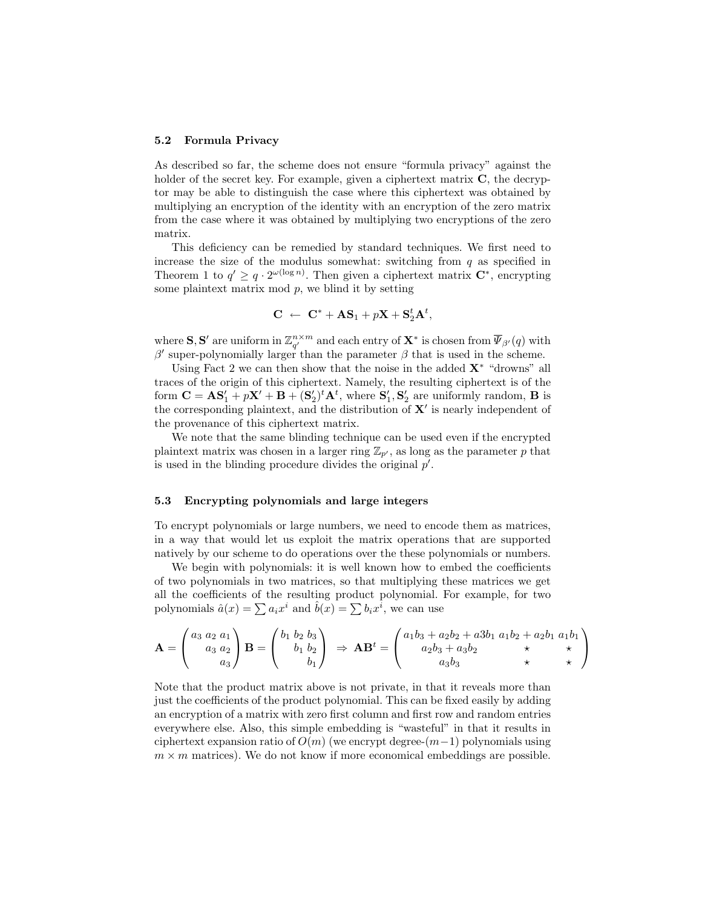### 5.2 Formula Privacy

As described so far, the scheme does not ensure "formula privacy" against the holder of the secret key. For example, given a ciphertext matrix $\mathbf{C}$, the decryptor may be able to distinguish the case where this ciphertext was obtained by multiplying an encryption of the identity with an encryption of the zero matrix from the case where it was obtained by multiplying two encryptions of the zero matrix.

This deficiency can be remedied by standard techniques. We first need to increase the size of the modulus somewhat: switching from $q$ as specified in Theorem 1 to $q' \geq q \cdot 2^{\omega(\log n)}$. Then given a ciphertext matrix $\mathbf{C}^*$, encrypting some plaintext matrix mod $p$, we blind it by setting

$$\mathbf{C} \leftarrow \mathbf{C}^* + \mathbf{A}\mathbf{S}_1 + p\mathbf{X} + \mathbf{S}_2^t\mathbf{A}^t,$$

where $\mathbf{S}, \mathbf{S}'$ are uniform in $\mathbb{Z}_{q'}^{n \times m}$ and each entry of $\mathbf{X}^*$ is chosen from $\overline{\Psi}_{\beta'}(q)$ with $\beta'$ super-polynomially larger than the parameter $\beta$ that is used in the scheme.

Using Fact 2 we can then show that the noise in the added $\mathbf{X}^*$ "drowns" all traces of the origin of this ciphertext. Namely, the resulting ciphertext is of the form $\mathbf{C} = \mathbf{A}\mathbf{S}_1' + p\mathbf{X}' + \mathbf{B} + (\mathbf{S}_2')^t\mathbf{A}^t$, where $\mathbf{S}_1', \mathbf{S}_2'$ are uniformly random, $\mathbf{B}$ is the corresponding plaintext, and the distribution of $\mathbf{X}'$ is nearly independent of the provenance of this ciphertext matrix.

We note that the same blinding technique can be used even if the encrypted plaintext matrix was chosen in a larger ring $\mathbb{Z}_{p'}$, as long as the parameter $p$ that is used in the blinding procedure divides the original $p'$.

### 5.3 Encrypting polynomials and large integers

To encrypt polynomials or large numbers, we need to encode them as matrices, in a way that would let us exploit the matrix operations that are supported natively by our scheme to do operations over the these polynomials or numbers.

We begin with polynomials: it is well known how to embed the coefficients of two polynomials in two matrices, so that multiplying these matrices we get all the coefficients of the resulting product polynomial. For example, for two polynomials $\hat{a}(x) = \sum a_i x^i$ and $\hat{b}(x) = \sum b_i x^i$, we can use

$$\mathbf{A} = \begin{pmatrix} a_3 & a_2 & a_1 \\ & a_3 & a_2 \\ & & a_3 \end{pmatrix} \mathbf{B} = \begin{pmatrix} b_1 & b_2 & b_3 \\ & b_1 & b_2 \\ & & b_1 \end{pmatrix} \Rightarrow \mathbf{A}\mathbf{B}^t = \begin{pmatrix} a_1b_3 + a_2b_2 + a3b_1 & a_1b_2 + a_2b_1 & a_1b_1 \\ a_2b_3 + a_3b_2 & \star & \star \\ a_3b_3 & \star & \star \end{pmatrix}$$

Note that the product matrix above is not private, in that it reveals more than just the coefficients of the product polynomial. This can be fixed easily by adding an encryption of a matrix with zero first column and first row and random entries everywhere else. Also, this simple embedding is "wasteful" in that it results in ciphertext expansion ratio of $O(m)$ (we encrypt degree-$(m-1)$ polynomials using $m \times m$ matrices). We do not know if more economical embeddings are possible.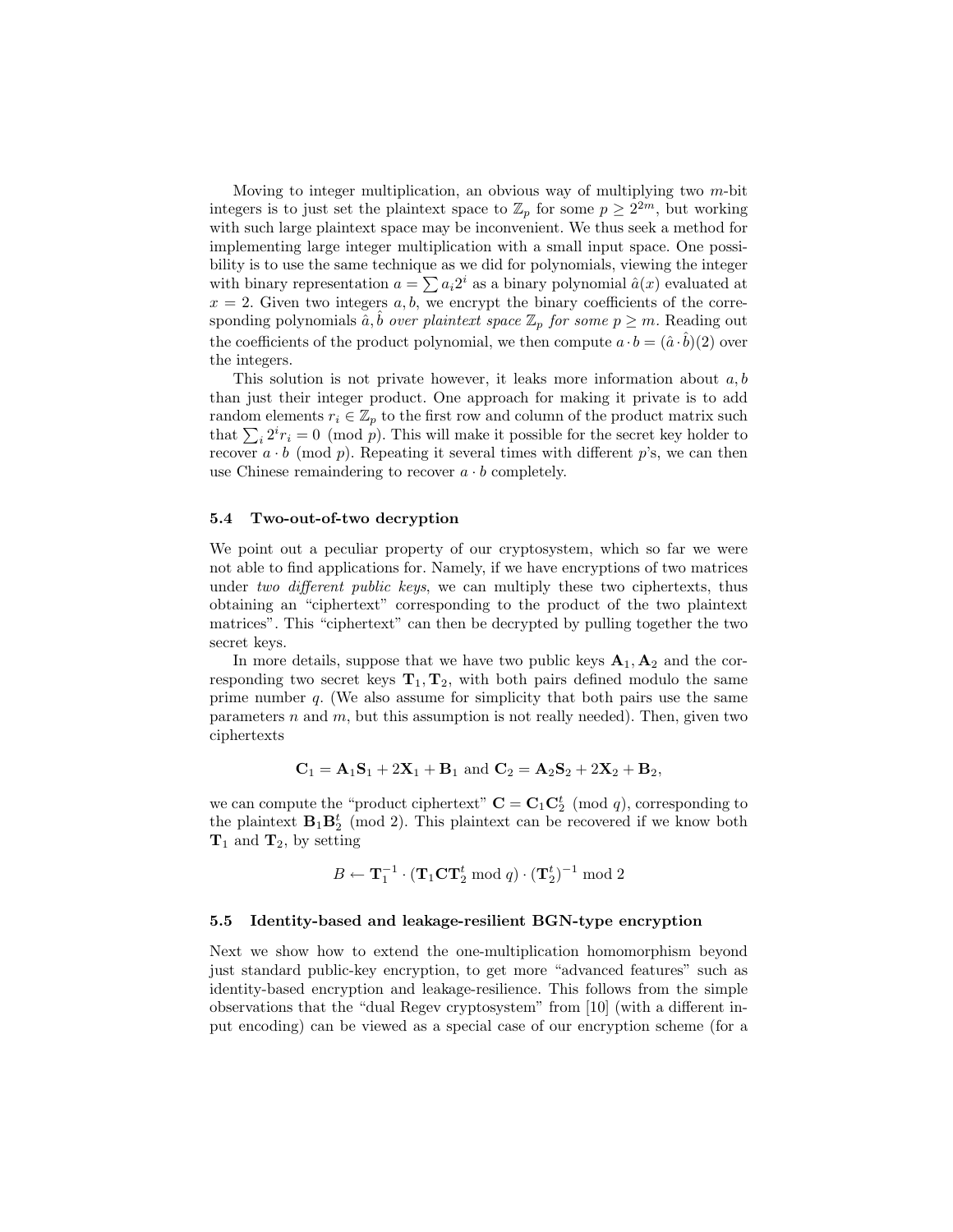Moving to integer multiplication, an obvious way of multiplying two $m$-bit integers is to just set the plaintext space to $\mathbb{Z}_p$ for some $p \geq 2^{2m}$, but working with such large plaintext space may be inconvenient. We thus seek a method for implementing large integer multiplication with a small input space. One possibility is to use the same technique as we did for polynomials, viewing the integer with binary representation $a = \sum a_i 2^i$ as a binary polynomial $\hat{a}(x)$ evaluated at $x = 2$. Given two integers $a, b$, we encrypt the binary coefficients of the corresponding polynomials $\hat{a}, \hat{b}$ *over plaintext space* $\mathbb{Z}_p$ *for some* $p \geq m$. Reading out the coefficients of the product polynomial, we then compute $a \cdot b = (\hat{a} \cdot \hat{b})(2)$ over the integers.

This solution is not private however, it leaks more information about $a, b$ than just their integer product. One approach for making it private is to add random elements $r_i \in \mathbb{Z}_p$ to the first row and column of the product matrix such that $\sum_i 2^i r_i = 0 \pmod{p}$. This will make it possible for the secret key holder to recover $a \cdot b \pmod{p}$. Repeating it several times with different $p$'s, we can then use Chinese remaindering to recover $a \cdot b$ completely.

### 5.4 Two-out-of-two decryption

We point out a peculiar property of our cryptosystem, which so far we were not able to find applications for. Namely, if we have encryptions of two matrices under *two different public keys*, we can multiply these two ciphertexts, thus obtaining an "ciphertext" corresponding to the product of the two plaintext matrices". This "ciphertext" can then be decrypted by pulling together the two secret keys.

In more details, suppose that we have two public keys $\mathbf{A}_1, \mathbf{A}_2$ and the corresponding two secret keys $\mathbf{T}_1, \mathbf{T}_2$, with both pairs defined modulo the same prime number $q$. (We also assume for simplicity that both pairs use the same parameters $n$ and $m$, but this assumption is not really needed). Then, given two ciphertexts

$$\mathbf{C}_1 = \mathbf{A}_1\mathbf{S}_1 + 2\mathbf{X}_1 + \mathbf{B}_1 \text{ and } \mathbf{C}_2 = \mathbf{A}_2\mathbf{S}_2 + 2\mathbf{X}_2 + \mathbf{B}_2,$$

we can compute the "product ciphertext" $\mathbf{C} = \mathbf{C}_1\mathbf{C}_2^t \pmod{q}$, corresponding to the plaintext $\mathbf{B}_1\mathbf{B}_2^t \pmod{2}$. This plaintext can be recovered if we know both $\mathbf{T}_1$ and $\mathbf{T}_2$, by setting

$$B \leftarrow \mathbf{T}_1^{-1} \cdot (\mathbf{T}_1\mathbf{C}\mathbf{T}_2^t \bmod q) \cdot (\mathbf{T}_2^t)^{-1} \bmod 2$$

### 5.5 Identity-based and leakage-resilient BGN-type encryption

Next we show how to extend the one-multiplication homomorphism beyond just standard public-key encryption, to get more "advanced features" such as identity-based encryption and leakage-resilience. This follows from the simple observations that the "dual Regev cryptosystem" from [10] (with a different input encoding) can be viewed as a special case of our encryption scheme (for a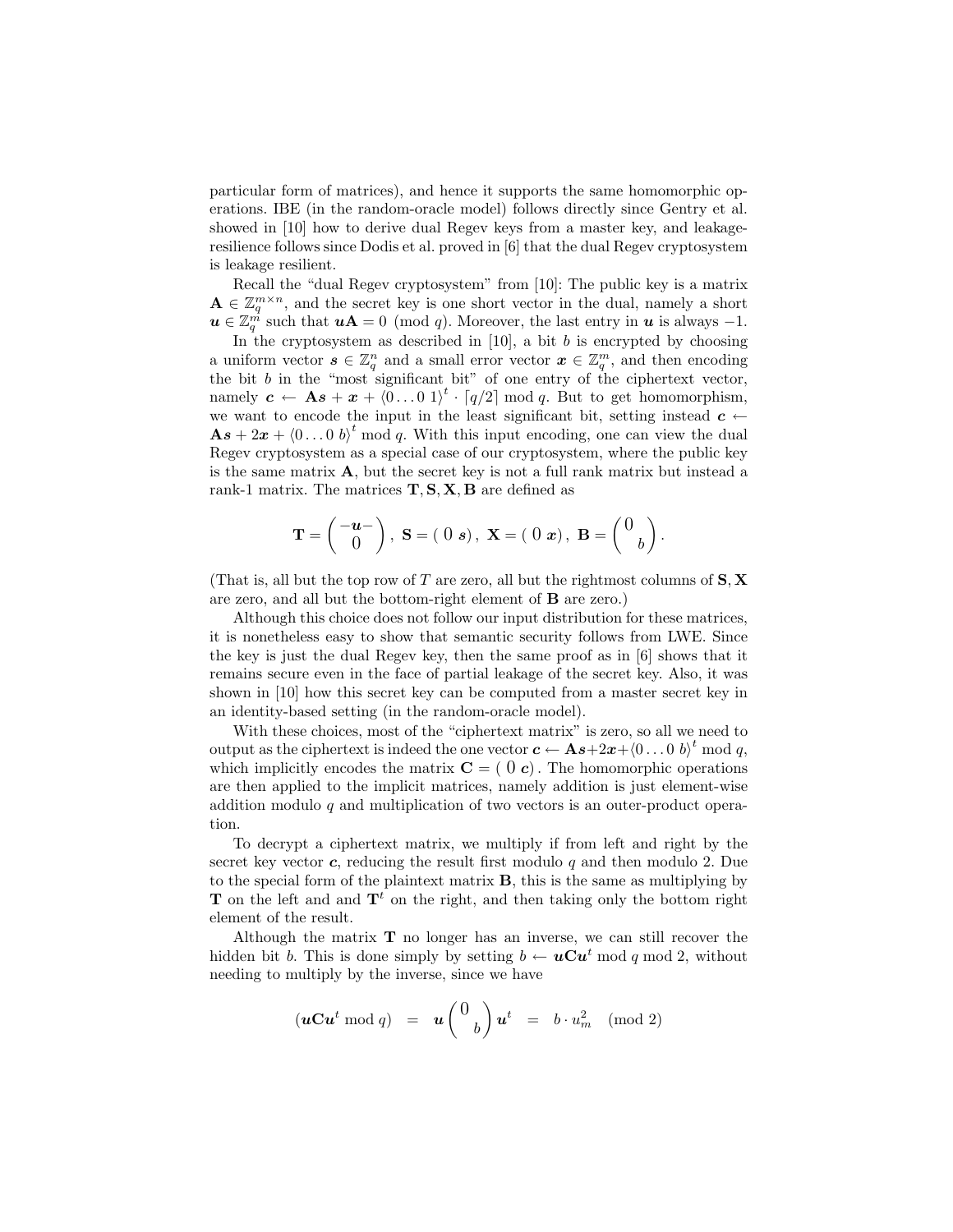particular form of matrices), and hence it supports the same homomorphic operations. IBE (in the random-oracle model) follows directly since Gentry et al. showed in [10] how to derive dual Regev keys from a master key, and leakage-resilience follows since Dodis et al. proved in [6] that the dual Regev cryptosystem is leakage resilient.

Recall the "dual Regev cryptosystem" from [10]: The public key is a matrix $\mathbf{A} \in \mathbb{Z}_q^{m \times n}$, and the secret key is one short vector in the dual, namely a short $\boldsymbol{u} \in \mathbb{Z}_q^m$ such that $\boldsymbol{u}\mathbf{A} = 0 \pmod q$. Moreover, the last entry in $\boldsymbol{u}$ is always $-1$.

In the cryptosystem as described in [10], a bit $b$ is encrypted by choosing a uniform vector $\boldsymbol{s} \in \mathbb{Z}_q^n$ and a small error vector $\boldsymbol{x} \in \mathbb{Z}_q^m$, and then encoding the bit $b$ in the "most significant bit" of one entry of the ciphertext vector, namely $\boldsymbol{c} \leftarrow \mathbf{A}\boldsymbol{s} + \boldsymbol{x} + \langle 0 \ldots 0\ 1\rangle^t \cdot \lceil q/2 \rceil \bmod q$. But to get homomorphism, we want to encode the input in the least significant bit, setting instead $\boldsymbol{c} \leftarrow \mathbf{A}\boldsymbol{s} + 2\boldsymbol{x} + \langle 0 \ldots 0\ b\rangle^t \bmod q$. With this input encoding, one can view the dual Regev cryptosystem as a special case of our cryptosystem, where the public key is the same matrix $\mathbf{A}$, but the secret key is not a full rank matrix but instead a rank-1 matrix. The matrices $\mathbf{T}, \mathbf{S}, \mathbf{X}, \mathbf{B}$ are defined as

$$\mathbf{T} = \begin{pmatrix} -\boldsymbol{u}- \\ 0 \end{pmatrix}, \ \mathbf{S} = \begin{pmatrix} 0 & \boldsymbol{s} \end{pmatrix}, \ \mathbf{X} = \begin{pmatrix} 0 & \boldsymbol{x} \end{pmatrix}, \ \mathbf{B} = \begin{pmatrix} 0 & \\ & b \end{pmatrix}.$$

(That is, all but the top row of $T$ are zero, all but the rightmost columns of $\mathbf{S}, \mathbf{X}$ are zero, and all but the bottom-right element of $\mathbf{B}$ are zero.)

Although this choice does not follow our input distribution for these matrices, it is nonetheless easy to show that semantic security follows from LWE. Since the key is just the dual Regev key, then the same proof as in [6] shows that it remains secure even in the face of partial leakage of the secret key. Also, it was shown in [10] how this secret key can be computed from a master secret key in an identity-based setting (in the random-oracle model).

With these choices, most of the "ciphertext matrix" is zero, so all we need to output as the ciphertext is indeed the one vector $\boldsymbol{c} \leftarrow \mathbf{A}\boldsymbol{s} + 2\boldsymbol{x} + \langle 0 \ldots 0\ b\rangle^t \bmod q$, which implicitly encodes the matrix $\mathbf{C} = \begin{pmatrix} 0 & \boldsymbol{c} \end{pmatrix}$. The homomorphic operations are then applied to the implicit matrices, namely addition is just element-wise addition modulo $q$ and multiplication of two vectors is an outer-product operation.

To decrypt a ciphertext matrix, we multiply if from left and right by the secret key vector $\boldsymbol{c}$, reducing the result first modulo $q$ and then modulo 2. Due to the special form of the plaintext matrix $\mathbf{B}$, this is the same as multiplying by $\mathbf{T}$ on the left and and $\mathbf{T}^t$ on the right, and then taking only the bottom right element of the result.

Although the matrix $\mathbf{T}$ no longer has an inverse, we can still recover the hidden bit $b$. This is done simply by setting $b \leftarrow \boldsymbol{u}\mathbf{C}\boldsymbol{u}^t \bmod q \bmod 2$, without needing to multiply by the inverse, since we have

$$(\boldsymbol{u}\mathbf{C}\boldsymbol{u}^t \bmod q) \quad = \quad \boldsymbol{u} \begin{pmatrix} 0 & \\ & b \end{pmatrix} \boldsymbol{u}^t \quad = \quad b \cdot u_m^2 \pmod 2$$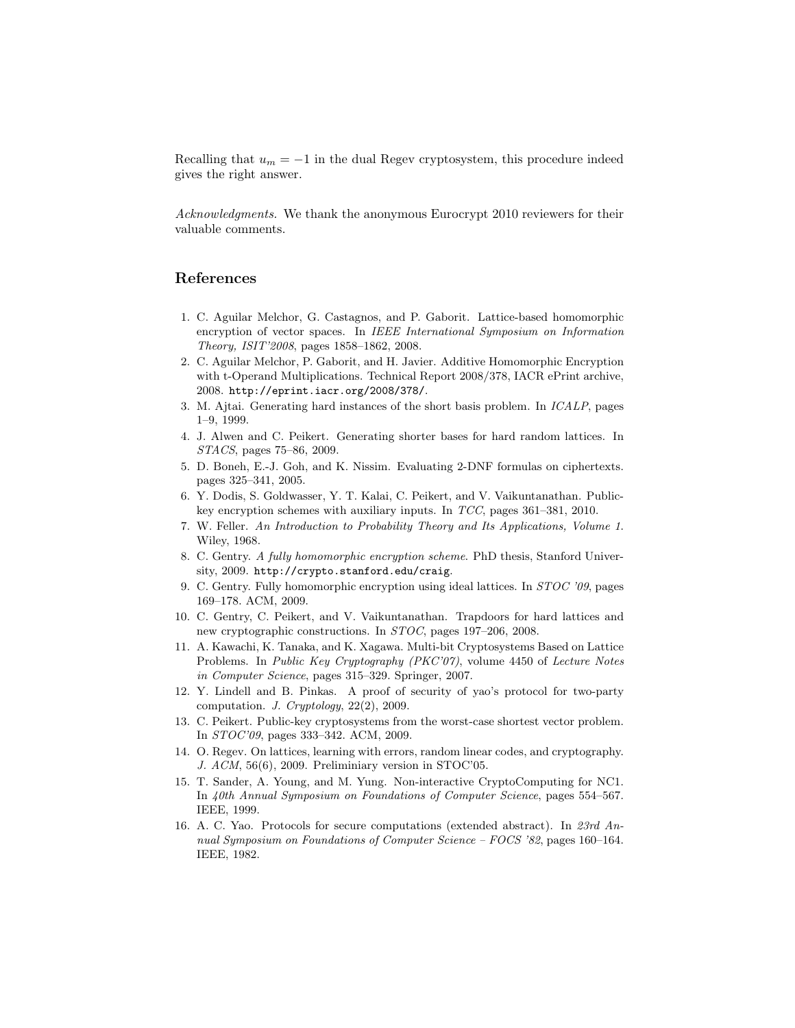Recalling that $u_m = -1$ in the dual Regev cryptosystem, this procedure indeed gives the right answer.

*Acknowledgments.* We thank the anonymous Eurocrypt 2010 reviewers for their valuable comments.

## References

1. C. Aguilar Melchor, G. Castagnos, and P. Gaborit. Lattice-based homomorphic encryption of vector spaces. In *IEEE International Symposium on Information Theory, ISIT'2008*, pages 1858–1862, 2008.
2. C. Aguilar Melchor, P. Gaborit, and H. Javier. Additive Homomorphic Encryption with t-Operand Multiplications. Technical Report 2008/378, IACR ePrint archive, 2008. `http://eprint.iacr.org/2008/378/`.
3. M. Ajtai. Generating hard instances of the short basis problem. In *ICALP*, pages 1–9, 1999.
4. J. Alwen and C. Peikert. Generating shorter bases for hard random lattices. In *STACS*, pages 75–86, 2009.
5. D. Boneh, E.-J. Goh, and K. Nissim. Evaluating 2-DNF formulas on ciphertexts. pages 325–341, 2005.
6. Y. Dodis, S. Goldwasser, Y. T. Kalai, C. Peikert, and V. Vaikuntanathan. Public-key encryption schemes with auxiliary inputs. In *TCC*, pages 361–381, 2010.
7. W. Feller. *An Introduction to Probability Theory and Its Applications, Volume 1*. Wiley, 1968.
8. C. Gentry. *A fully homomorphic encryption scheme*. PhD thesis, Stanford University, 2009. `http://crypto.stanford.edu/craig`.
9. C. Gentry. Fully homomorphic encryption using ideal lattices. In *STOC '09*, pages 169–178. ACM, 2009.
10. C. Gentry, C. Peikert, and V. Vaikuntanathan. Trapdoors for hard lattices and new cryptographic constructions. In *STOC*, pages 197–206, 2008.
11. A. Kawachi, K. Tanaka, and K. Xagawa. Multi-bit Cryptosystems Based on Lattice Problems. In *Public Key Cryptography (PKC'07)*, volume 4450 of *Lecture Notes in Computer Science*, pages 315–329. Springer, 2007.
12. Y. Lindell and B. Pinkas. A proof of security of yao's protocol for two-party computation. *J. Cryptology*, 22(2), 2009.
13. C. Peikert. Public-key cryptosystems from the worst-case shortest vector problem. In *STOC'09*, pages 333–342. ACM, 2009.
14. O. Regev. On lattices, learning with errors, random linear codes, and cryptography. *J. ACM*, 56(6), 2009. Preliminiary version in STOC'05.
15. T. Sander, A. Young, and M. Yung. Non-interactive CryptoComputing for NC1. In *40th Annual Symposium on Foundations of Computer Science*, pages 554–567. IEEE, 1999.
16. A. C. Yao. Protocols for secure computations (extended abstract). In *23rd Annual Symposium on Foundations of Computer Science – FOCS '82*, pages 160–164. IEEE, 1982.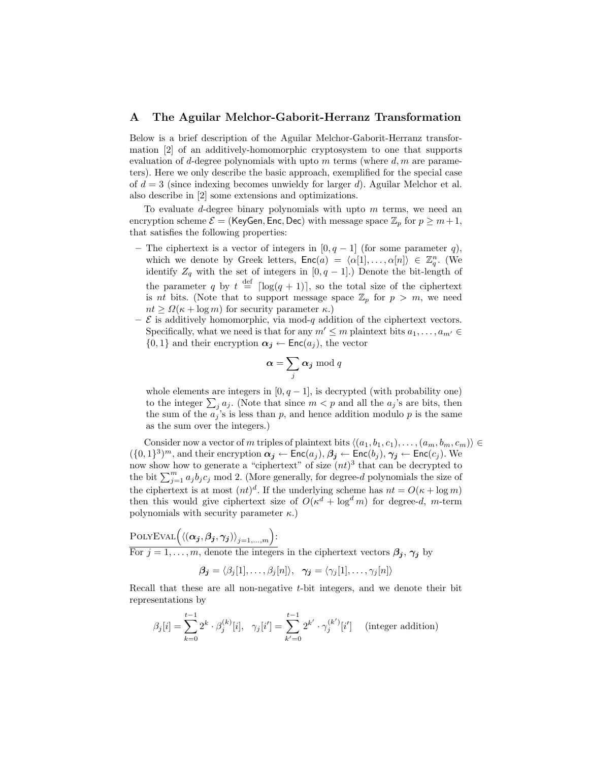## A The Aguilar Melchor-Gaborit-Herranz Transformation

Below is a brief description of the Aguilar Melchor-Gaborit-Herranz transformation [2] of an additively-homomorphic cryptosystem to one that supports evaluation of $d$-degree polynomials with upto $m$ terms (where $d, m$ are parameters). Here we only describe the basic approach, exemplified for the special case of $d = 3$ (since indexing becomes unwieldy for larger $d$). Aguilar Melchor et al. also describe in [2] some extensions and optimizations.

To evaluate $d$-degree binary polynomials with upto $m$ terms, we need an encryption scheme $\mathcal{E} = (\mathsf{KeyGen}, \mathsf{Enc}, \mathsf{Dec})$ with message space $\mathbb{Z}_p$ for $p \geq m+1$, that satisfies the following properties:

- The ciphertext is a vector of integers in $[0, q-1]$ (for some parameter $q$), which we denote by Greek letters, $\mathsf{Enc}(a) = \langle \alpha[1], \ldots, \alpha[n] \rangle \in \mathbb{Z}_q^n$. (We identify $Z_q$ with the set of integers in $[0, q-1]$.) Denote the bit-length of the parameter $q$ by $t \stackrel{\text{def}}{=} \lceil \log(q+1) \rceil$, so the total size of the ciphertext is $nt$ bits. (Note that to support message space $\mathbb{Z}_p$ for $p > m$, we need $nt \geq \Omega(\kappa + \log m)$ for security parameter $\kappa$.)
- $\mathcal{E}$ is additively homomorphic, via mod-$q$ addition of the ciphertext vectors. Specifically, what we need is that for any $m' \leq m$ plaintext bits $a_1, \ldots, a_{m'} \in \{0,1\}$ and their encryption $\boldsymbol{\alpha_j} \leftarrow \mathsf{Enc}(a_j)$, the vector

$$\boldsymbol{\alpha} = \sum_j \boldsymbol{\alpha_j} \bmod q$$

whole elements are integers in $[0, q-1]$, is decrypted (with probability one) to the integer $\sum_j a_j$. (Note that since $m < p$ and all the $a_j$'s are bits, then the sum of the $a_j$'s is less than $p$, and hence addition modulo $p$ is the same as the sum over the integers.)

Consider now a vector of $m$ triples of plaintext bits $\langle (a_1, b_1, c_1), \ldots, (a_m, b_m, c_m) \rangle \in (\{0,1\}^3)^m$, and their encryption $\boldsymbol{\alpha_j} \leftarrow \mathsf{Enc}(a_j)$, $\boldsymbol{\beta_j} \leftarrow \mathsf{Enc}(b_j)$, $\boldsymbol{\gamma_j} \leftarrow \mathsf{Enc}(c_j)$. We now show how to generate a "ciphertext" of size $(nt)^3$ that can be decrypted to the bit $\sum_{j=1}^m a_j b_j c_j \bmod 2$. (More generally, for degree-$d$ polynomials the size of the ciphertext is at most $(nt)^d$. If the underlying scheme has $nt = O(\kappa + \log m)$ then this would give ciphertext size of $O(\kappa^d + \log^d m)$ for degree-$d$, $m$-term polynomials with security parameter $\kappa$.)

$\text{PolyEval}\Big(\langle (\boldsymbol{\alpha_j}, \boldsymbol{\beta_j}, \boldsymbol{\gamma_j}) \rangle_{j=1,\ldots,m}\Big)$:

For $j = 1, \ldots, m$, denote the integers in the ciphertext vectors $\boldsymbol{\beta_j}$, $\boldsymbol{\gamma_j}$ by

$$\boldsymbol{\beta_j} = \langle \beta_j[1], \ldots, \beta_j[n] \rangle, \quad \boldsymbol{\gamma_j} = \langle \gamma_j[1], \ldots, \gamma_j[n] \rangle$$

Recall that these are all non-negative $t$-bit integers, and we denote their bit representations by

$$\beta_j[i] = \sum_{k=0}^{t-1} 2^k \cdot \beta_j^{(k)}[i], \quad \gamma_j[i'] = \sum_{k'=0}^{t-1} 2^{k'} \cdot \gamma_j^{(k')}[i'] \quad \text{(integer addition)}$$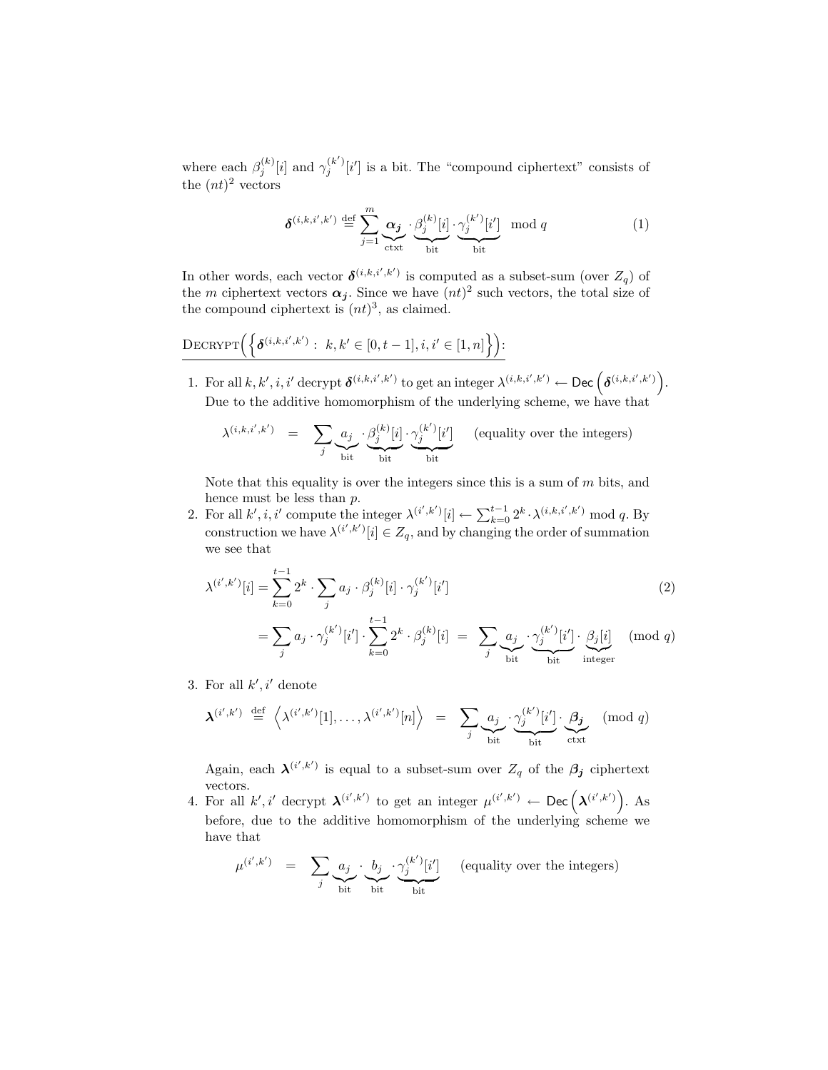where each $\beta_j^{(k)}[i]$ and $\gamma_j^{(k')}[i']$ is a bit. The "compound ciphertext" consists of the $(nt)^2$ vectors

$$\boldsymbol{\delta}^{(i,k,i',k')} \stackrel{\text{def}}{=} \sum_{j=1}^{m} \underbrace{\boldsymbol{\alpha_j}}_{\text{ctxt}} \cdot \underbrace{\beta_j^{(k)}[i]}_{\text{bit}} \cdot \underbrace{\gamma_j^{(k')}[i']}_{\text{bit}} \mod q \tag{1}$$

In other words, each vector $\boldsymbol{\delta}^{(i,k,i',k')}$ is computed as a subset-sum (over $Z_q$) of the $m$ ciphertext vectors $\boldsymbol{\alpha_j}$. Since we have $(nt)^2$ such vectors, the total size of the compound ciphertext is $(nt)^3$, as claimed.

<u>DECRYPT$\Big(\Big\{\boldsymbol{\delta}^{(i,k,i',k')} : \ k,k' \in [0,t-1], i,i' \in [1,n]\Big\}\Big)$:</u>

1. For all $k, k', i, i'$ decrypt $\boldsymbol{\delta}^{(i,k,i',k')}$ to get an integer $\lambda^{(i,k,i',k')} \leftarrow \mathsf{Dec}\left(\boldsymbol{\delta}^{(i,k,i',k')}\right)$. Due to the additive homomorphism of the underlying scheme, we have that

   $$\lambda^{(i,k,i',k')} \quad = \quad \sum_j \underbrace{a_j}_{\text{bit}} \cdot \underbrace{\beta_j^{(k)}[i]}_{\text{bit}} \cdot \underbrace{\gamma_j^{(k')}[i']}_{\text{bit}} \qquad \text{(equality over the integers)}$$

   Note that this equality is over the integers since this is a sum of $m$ bits, and hence must be less than $p$.
2. For all $k', i, i'$ compute the integer $\lambda^{(i',k')}[i] \leftarrow \sum_{k=0}^{t-1} 2^k \cdot \lambda^{(i,k,i',k')} \bmod q$. By construction we have $\lambda^{(i',k')}[i] \in Z_q$, and by changing the order of summation we see that

   $$\lambda^{(i',k')}[i] = \sum_{k=0}^{t-1} 2^k \cdot \sum_j a_j \cdot \beta_j^{(k)}[i] \cdot \gamma_j^{(k')}[i'] \tag{2}$$
   $$= \sum_j a_j \cdot \gamma_j^{(k')}[i'] \cdot \sum_{k=0}^{t-1} 2^k \cdot \beta_j^{(k)}[i] \ = \ \sum_j \underbrace{a_j}_{\text{bit}} \cdot \underbrace{\gamma_j^{(k')}[i']}_{\text{bit}} \cdot \underbrace{\beta_j[i]}_{\text{integer}} \pmod q$$

3. For all $k', i'$ denote

   $$\boldsymbol{\lambda}^{(i',k')} \ \stackrel{\text{def}}{=} \ \left\langle \lambda^{(i',k')}[1], \ldots, \lambda^{(i',k')}[n] \right\rangle \ = \ \sum_j \underbrace{a_j}_{\text{bit}} \cdot \underbrace{\gamma_j^{(k')}[i']}_{\text{bit}} \cdot \underbrace{\boldsymbol{\beta_j}}_{\text{ctxt}} \pmod q$$

   Again, each $\boldsymbol{\lambda}^{(i',k')}$ is equal to a subset-sum over $Z_q$ of the $\boldsymbol{\beta_j}$ ciphertext vectors.
4. For all $k', i'$ decrypt $\boldsymbol{\lambda}^{(i',k')}$ to get an integer $\mu^{(i',k')} \leftarrow \mathsf{Dec}\left(\boldsymbol{\lambda}^{(i',k')}\right)$. As before, due to the additive homomorphism of the underlying scheme we have that

   $$\mu^{(i',k')} \quad = \quad \sum_j \underbrace{a_j}_{\text{bit}} \cdot \underbrace{b_j}_{\text{bit}} \cdot \underbrace{\gamma_j^{(k')}[i']}_{\text{bit}} \qquad \text{(equality over the integers)}$$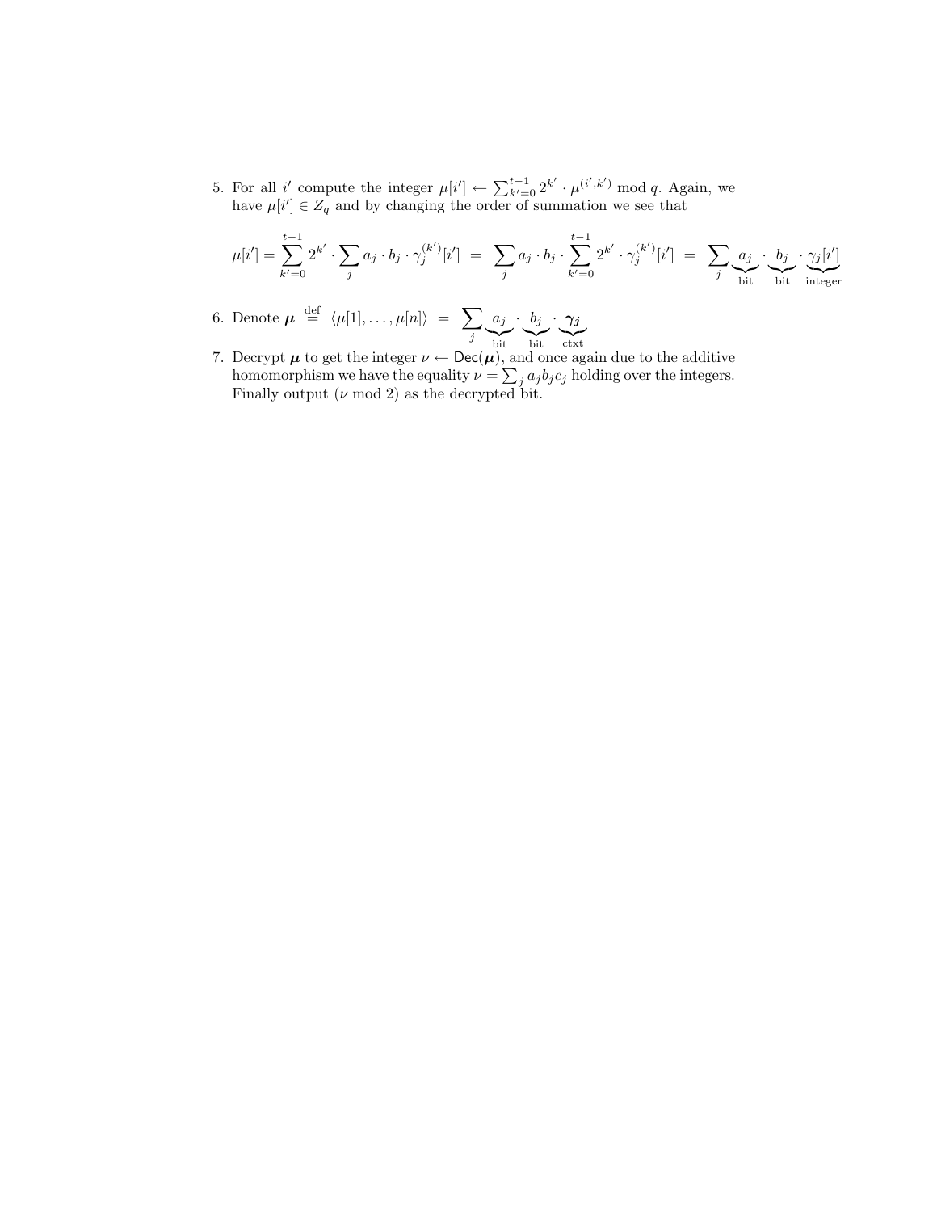5. For all $i'$ compute the integer $\mu[i'] \leftarrow \sum_{k'=0}^{t-1} 2^{k'} \cdot \mu^{(i',k')} \bmod q$. Again, we have $\mu[i'] \in Z_q$ and by changing the order of summation we see that

$$\mu[i'] = \sum_{k'=0}^{t-1} 2^{k'} \cdot \sum_j a_j \cdot b_j \cdot \gamma_j^{(k')}[i'] \;=\; \sum_j a_j \cdot b_j \cdot \sum_{k'=0}^{t-1} 2^{k'} \cdot \gamma_j^{(k')}[i'] \;=\; \sum_j \underbrace{a_j}_{\text{bit}} \cdot \underbrace{b_j}_{\text{bit}} \cdot \underbrace{\gamma_j[i']}_{\text{integer}}$$

6. Denote $\boldsymbol{\mu} \stackrel{\text{def}}{=} \langle \mu[1], \ldots, \mu[n] \rangle \;=\; \sum_j \underbrace{a_j}_{\text{bit}} \cdot \underbrace{b_j}_{\text{bit}} \cdot \underbrace{\boldsymbol{\gamma_j}}_{\text{ctxt}}$

7. Decrypt $\boldsymbol{\mu}$ to get the integer $\nu \leftarrow \mathsf{Dec}(\boldsymbol{\mu})$, and once again due to the additive homomorphism we have the equality $\nu = \sum_j a_j b_j c_j$ holding over the integers. Finally output ($\nu$ mod 2) as the decrypted bit.